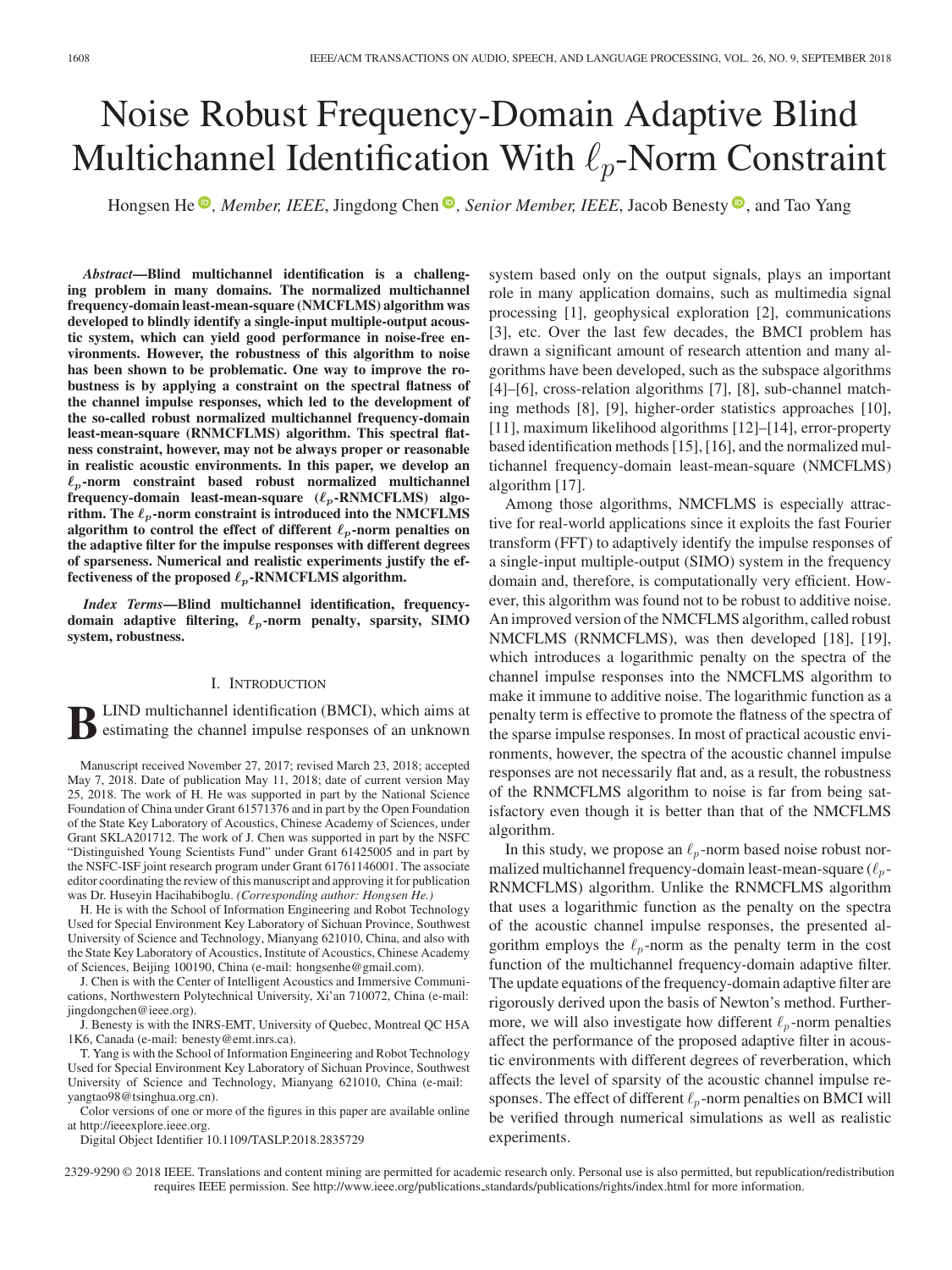# Noise Robust Frequency-Domain Adaptive Blind Multichannel Identification With $\ell_p$-Norm Constraint

Hongsen He, *Member, IEEE*, Jingdong Chen, *Senior Member, IEEE*, Jacob Benesty, and Tao Yang

***Abstract*—Blind multichannel identification is a challenging problem in many domains. The normalized multichannel frequency-domain least-mean-square (NMCFLMS) algorithm was developed to blindly identify a single-input multiple-output acoustic system, which can yield good performance in noise-free environments. However, the robustness of this algorithm to noise has been shown to be problematic. One way to improve the robustness is by applying a constraint on the spectral flatness of the channel impulse responses, which led to the development of the so-called robust normalized multichannel frequency-domain least-mean-square (RNMCFLMS) algorithm. This spectral flatness constraint, however, may not be always proper or reasonable in realistic acoustic environments. In this paper, we develop an $\ell_p$-norm constraint based robust normalized multichannel frequency-domain least-mean-square ($\ell_p$-RNMCFLMS) algorithm. The $\ell_p$-norm constraint is introduced into the NMCFLMS algorithm to control the effect of different $\ell_p$-norm penalties on the adaptive filter for the impulse responses with different degrees of sparseness. Numerical and realistic experiments justify the effectiveness of the proposed $\ell_p$-RNMCFLMS algorithm.**

***Index Terms*—Blind multichannel identification, frequency-domain adaptive filtering, $\ell_p$-norm penalty, sparsity, SIMO system, robustness.**

## I. Introduction

BLIND multichannel identification (BMCI), which aims at estimating the channel impulse responses of an unknown system based only on the output signals, plays an important role in many application domains, such as multimedia signal processing [1], geophysical exploration [2], communications [3], etc. Over the last few decades, the BMCI problem has drawn a significant amount of research attention and many algorithms have been developed, such as the subspace algorithms [4]–[6], cross-relation algorithms [7], [8], sub-channel matching methods [8], [9], higher-order statistics approaches [10], [11], maximum likelihood algorithms [12]–[14], error-property based identification methods [15], [16], and the normalized multichannel frequency-domain least-mean-square (NMCFLMS) algorithm [17].

Among those algorithms, NMCFLMS is especially attractive for real-world applications since it exploits the fast Fourier transform (FFT) to adaptively identify the impulse responses of a single-input multiple-output (SIMO) system in the frequency domain and, therefore, is computationally very efficient. However, this algorithm was found not to be robust to additive noise. An improved version of the NMCFLMS algorithm, called robust NMCFLMS (RNMCFLMS), was then developed [18], [19], which introduces a logarithmic penalty on the spectra of the channel impulse responses into the NMCFLMS algorithm to make it immune to additive noise. The logarithmic function as a penalty term is effective to promote the flatness of the spectra of the sparse impulse responses. In most of practical acoustic environments, however, the spectra of the acoustic channel impulse responses are not necessarily flat and, as a result, the robustness of the RNMCFLMS algorithm to noise is far from being satisfactory even though it is better than that of the NMCFLMS algorithm.

In this study, we propose an $\ell_p$-norm based noise robust normalized multichannel frequency-domain least-mean-square ($\ell_p$-RNMCFLMS) algorithm. Unlike the RNMCFLMS algorithm that uses a logarithmic function as the penalty on the spectra of the acoustic channel impulse responses, the presented algorithm employs the $\ell_p$-norm as the penalty term in the cost function of the multichannel frequency-domain adaptive filter. The update equations of the frequency-domain adaptive filter are rigorously derived upon the basis of Newton's method. Furthermore, we will also investigate how different $\ell_p$-norm penalties affect the performance of the proposed adaptive filter in acoustic environments with different degrees of reverberation, which affects the level of sparsity of the acoustic channel impulse responses. The effect of different $\ell_p$-norm penalties on BMCI will be verified through numerical simulations as well as realistic experiments.

---

Manuscript received November 27, 2017; revised March 23, 2018; accepted May 7, 2018. Date of publication May 11, 2018; date of current version May 25, 2018. The work of H. He was supported in part by the National Science Foundation of China under Grant 61571376 and in part by the Open Foundation of the State Key Laboratory of Acoustics, Chinese Academy of Sciences, under Grant SKLA201712. The work of J. Chen was supported in part by the NSFC "Distinguished Young Scientists Fund" under Grant 61425005 and in part by the NSFC-ISF joint research program under Grant 61761146001. The associate editor coordinating the review of this manuscript and approving it for publication was Dr. Huseyin Hacihabiboglu. *(Corresponding author: Hongsen He.)*

H. He is with the School of Information Engineering and Robot Technology Used for Special Environment Key Laboratory of Sichuan Province, Southwest University of Science and Technology, Mianyang 621010, China, and also with the State Key Laboratory of Acoustics, Institute of Acoustics, Chinese Academy of Sciences, Beijing 100190, China (e-mail: hongsenhe@gmail.com).

J. Chen is with the Center of Intelligent Acoustics and Immersive Communications, Northwestern Polytechnical University, Xi'an 710072, China (e-mail: jingdongchen@ieee.org).

J. Benesty is with the INRS-EMT, University of Quebec, Montreal QC H5A 1K6, Canada (e-mail: benesty@emt.inrs.ca).

T. Yang is with the School of Information Engineering and Robot Technology Used for Special Environment Key Laboratory of Sichuan Province, Southwest University of Science and Technology, Mianyang 621010, China (e-mail: yangtao98@tsinghua.org.cn).

Color versions of one or more of the figures in this paper are available online at http://ieeexplore.ieee.org.

Digital Object Identifier 10.1109/TASLP.2018.2835729

2329-9290 © 2018 IEEE. Translations and content mining are permitted for academic research only. Personal use is also permitted, but republication/redistribution requires IEEE permission. See http://www.ieee.org/publications_standards/publications/rights/index.html for more information.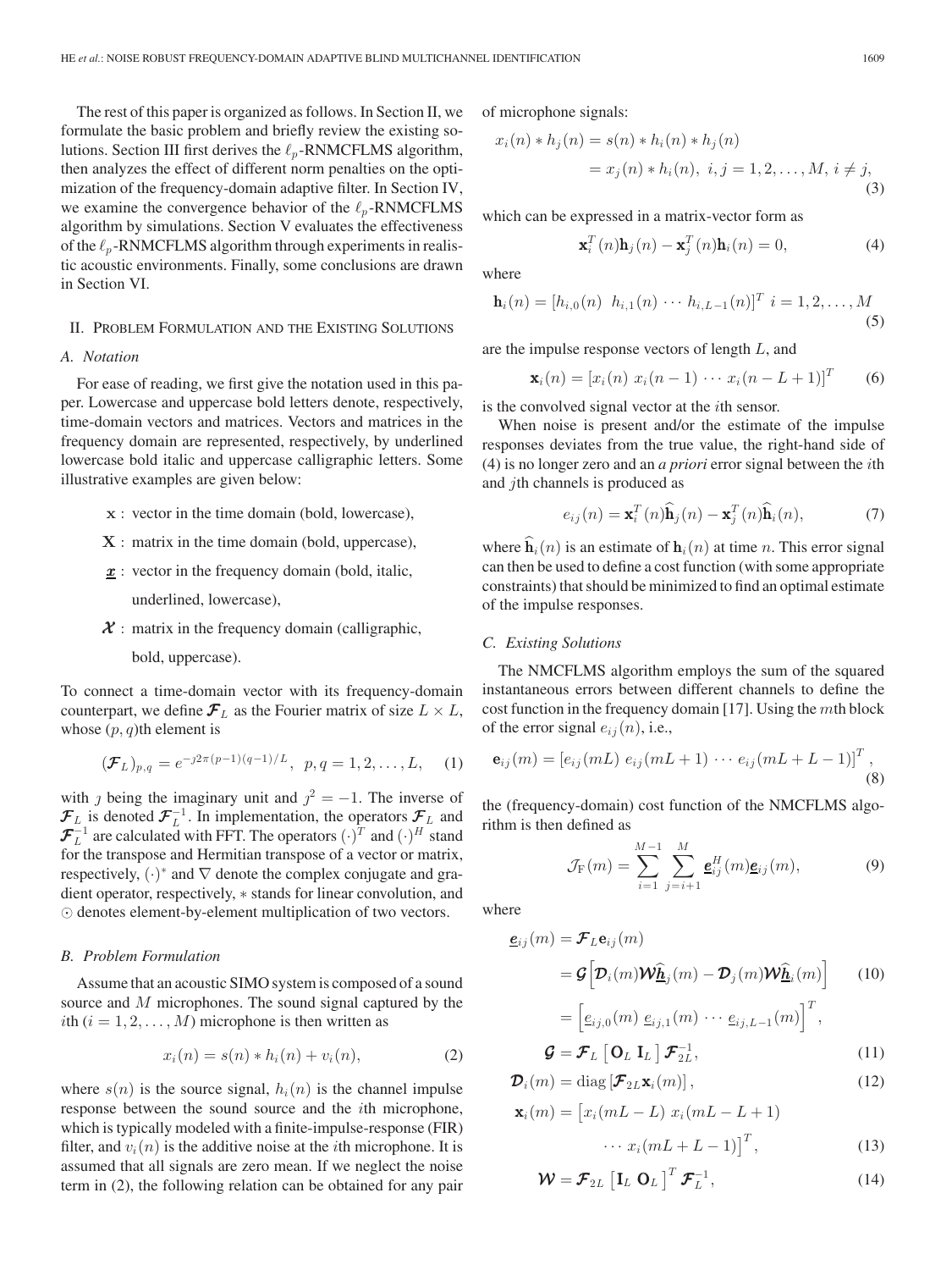The rest of this paper is organized as follows. In Section II, we formulate the basic problem and briefly review the existing solutions. Section III first derives the $\ell_p$-RNMCFLMS algorithm, then analyzes the effect of different norm penalties on the optimization of the frequency-domain adaptive filter. In Section IV, we examine the convergence behavior of the $\ell_p$-RNMCFLMS algorithm by simulations. Section V evaluates the effectiveness of the $\ell_p$-RNMCFLMS algorithm through experiments in realistic acoustic environments. Finally, some conclusions are drawn in Section VI.

## II. Problem Formulation and the Existing Solutions

### A. Notation

For ease of reading, we first give the notation used in this paper. Lowercase and uppercase bold letters denote, respectively, time-domain vectors and matrices. Vectors and matrices in the frequency domain are represented, respectively, by underlined lowercase bold italic and uppercase calligraphic letters. Some illustrative examples are given below:

- $\mathbf{x}$ : vector in the time domain (bold, lowercase),
- $\mathbf{X}$ : matrix in the time domain (bold, uppercase),
- $\underline{\boldsymbol{x}}$ : vector in the frequency domain (bold, italic, underlined, lowercase),
- $\boldsymbol{\mathcal{X}}$ : matrix in the frequency domain (calligraphic, bold, uppercase).

To connect a time-domain vector with its frequency-domain counterpart, we define $\boldsymbol{\mathcal{F}}_L$ as the Fourier matrix of size $L \times L$, whose $(p,q)$th element is

$$(\boldsymbol{\mathcal{F}}_L)_{p,q} = e^{-\jmath 2\pi(p-1)(q-1)/L}, \quad p,q = 1,2,\ldots,L, \tag{1}$$

with $\jmath$ being the imaginary unit and $\jmath^2 = -1$. The inverse of $\boldsymbol{\mathcal{F}}_L$ is denoted $\boldsymbol{\mathcal{F}}_L^{-1}$. In implementation, the operators $\boldsymbol{\mathcal{F}}_L$ and $\boldsymbol{\mathcal{F}}_L^{-1}$ are calculated with FFT. The operators $(\cdot)^T$ and $(\cdot)^H$ stand for the transpose and Hermitian transpose of a vector or matrix, respectively, $(\cdot)^*$ and $\nabla$ denote the complex conjugate and gradient operator, respectively, $*$ stands for linear convolution, and $\odot$ denotes element-by-element multiplication of two vectors.

### B. Problem Formulation

Assume that an acoustic SIMO system is composed of a sound source and $M$ microphones. The sound signal captured by the $i$th $(i = 1,2,\ldots,M)$ microphone is then written as

$$x_i(n) = s(n) * h_i(n) + v_i(n), \tag{2}$$

where $s(n)$ is the source signal, $h_i(n)$ is the channel impulse response between the sound source and the $i$th microphone, which is typically modeled with a finite-impulse-response (FIR) filter, and $v_i(n)$ is the additive noise at the $i$th microphone. It is assumed that all signals are zero mean. If we neglect the noise term in (2), the following relation can be obtained for any pair of microphone signals:

$$\begin{aligned} x_i(n) * h_j(n) &= s(n) * h_i(n) * h_j(n) \\ &= x_j(n) * h_i(n), \ i,j = 1,2,\ldots,M, \ i \neq j, \end{aligned} \tag{3}$$

which can be expressed in a matrix-vector form as

$$\mathbf{x}_i^T(n)\mathbf{h}_j(n) - \mathbf{x}_j^T(n)\mathbf{h}_i(n) = 0, \tag{4}$$

where

$$\mathbf{h}_i(n) = [h_{i,0}(n) \ \ h_{i,1}(n) \ \cdots \ h_{i,L-1}(n)]^T \ \ i = 1,2,\ldots,M \tag{5}$$

are the impulse response vectors of length $L$, and

$$\mathbf{x}_i(n) = [x_i(n) \ x_i(n-1) \ \cdots \ x_i(n-L+1)]^T \tag{6}$$

is the convolved signal vector at the $i$th sensor.

When noise is present and/or the estimate of the impulse responses deviates from the true value, the right-hand side of (4) is no longer zero and an *a priori* error signal between the $i$th and $j$th channels is produced as

$$e_{ij}(n) = \mathbf{x}_i^T(n)\widehat{\mathbf{h}}_j(n) - \mathbf{x}_j^T(n)\widehat{\mathbf{h}}_i(n), \tag{7}$$

where $\widehat{\mathbf{h}}_i(n)$ is an estimate of $\mathbf{h}_i(n)$ at time $n$. This error signal can then be used to define a cost function (with some appropriate constraints) that should be minimized to find an optimal estimate of the impulse responses.

### C. Existing Solutions

The NMCFLMS algorithm employs the sum of the squared instantaneous errors between different channels to define the cost function in the frequency domain [17]. Using the $m$th block of the error signal $e_{ij}(n)$, i.e.,

$$\mathbf{e}_{ij}(m) = [e_{ij}(mL) \ e_{ij}(mL+1) \ \cdots \ e_{ij}(mL+L-1)]^T, \tag{8}$$

the (frequency-domain) cost function of the NMCFLMS algorithm is then defined as

$$\mathcal{J}_{\mathrm{F}}(m) = \sum_{i=1}^{M-1} \sum_{j=i+1}^{M} \underline{\boldsymbol{e}}_{ij}^H(m)\underline{\boldsymbol{e}}_{ij}(m), \tag{9}$$

where

$$\begin{aligned} \underline{\boldsymbol{e}}_{ij}(m) &= \boldsymbol{\mathcal{F}}_L \mathbf{e}_{ij}(m) \\ &= \boldsymbol{\mathcal{G}}\left[\boldsymbol{\mathcal{D}}_i(m)\boldsymbol{\mathcal{W}}\underline{\widehat{\boldsymbol{h}}}_j(m) - \boldsymbol{\mathcal{D}}_j(m)\boldsymbol{\mathcal{W}}\underline{\widehat{\boldsymbol{h}}}_i(m)\right] \\ &= \left[\underline{e}_{ij,0}(m) \ \underline{e}_{ij,1}(m) \ \cdots \ \underline{e}_{ij,L-1}(m)\right]^T, \end{aligned} \tag{10}$$

$$\boldsymbol{\mathcal{G}} = \boldsymbol{\mathcal{F}}_L \left[\, \mathbf{O}_L \ \mathbf{I}_L \,\right] \boldsymbol{\mathcal{F}}_{2L}^{-1}, \tag{11}$$

$$\boldsymbol{\mathcal{D}}_i(m) = \mathrm{diag}\left[\boldsymbol{\mathcal{F}}_{2L}\mathbf{x}_i(m)\right], \tag{12}$$

$$\mathbf{x}_i(m) = \left[x_i(mL-L) \ x_i(mL-L+1) \ \cdots \ x_i(mL+L-1)\right]^T, \tag{13}$$

$$\boldsymbol{\mathcal{W}} = \boldsymbol{\mathcal{F}}_{2L}\left[\mathbf{I}_L \ \mathbf{O}_L\right]^T \boldsymbol{\mathcal{F}}_L^{-1}, \tag{14}$$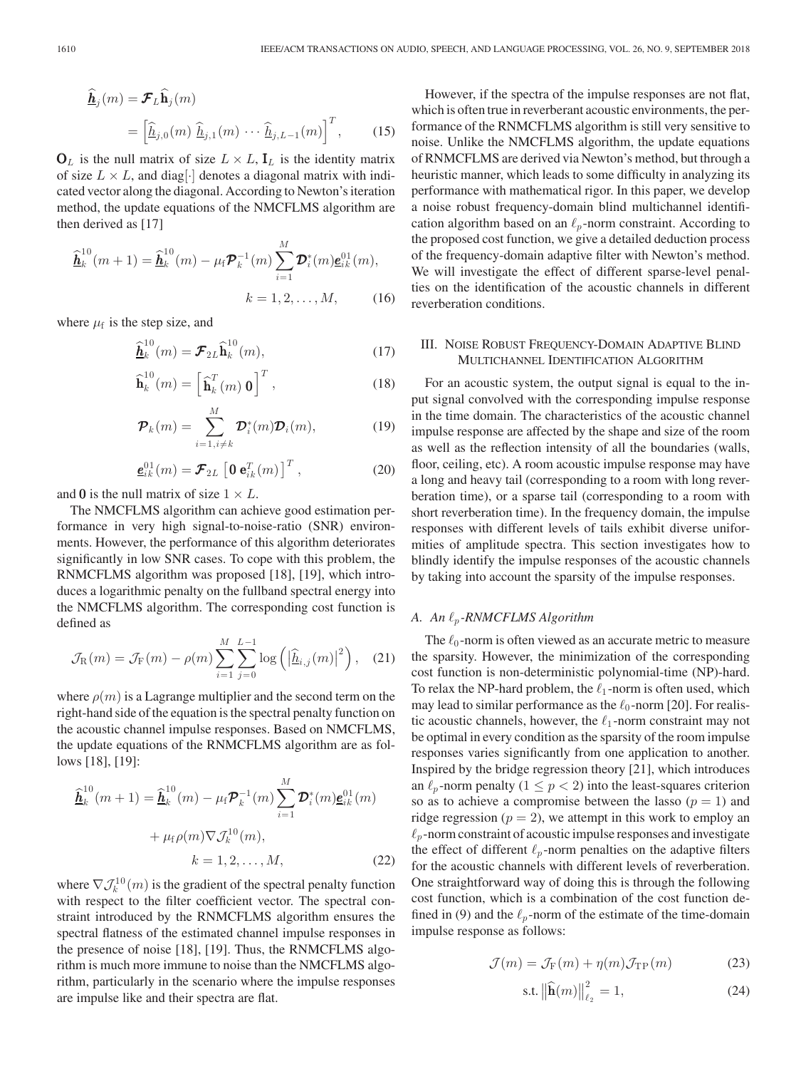$$\underline{\widehat{\boldsymbol{h}}}_j(m) = \boldsymbol{\mathcal{F}}_L \widehat{\mathbf{h}}_j(m)$$

$$= \left[\underline{\widehat{h}}_{j,0}(m)\ \underline{\widehat{h}}_{j,1}(m) \cdots \underline{\widehat{h}}_{j,L-1}(m)\right]^T, \tag{15}$$

$\mathbf{O}_L$ is the null matrix of size $L \times L$, $\mathbf{I}_L$ is the identity matrix of size $L \times L$, and diag$[\cdot]$ denotes a diagonal matrix with indicated vector along the diagonal. According to Newton's iteration method, the update equations of the NMCFLMS algorithm are then derived as [17]

$$\underline{\widehat{\boldsymbol{h}}}_k^{10}(m+1) = \underline{\widehat{\boldsymbol{h}}}_k^{10}(m) - \mu_{\mathrm{f}} \boldsymbol{\mathcal{P}}_k^{-1}(m) \sum_{i=1}^{M} \boldsymbol{\mathcal{D}}_i^*(m) \underline{\boldsymbol{e}}_{ik}^{01}(m),$$

$$k = 1, 2, \ldots, M, \tag{16}$$

where $\mu_{\mathrm{f}}$ is the step size, and

$$\underline{\widehat{\boldsymbol{h}}}_k^{10}(m) = \boldsymbol{\mathcal{F}}_{2L} \widehat{\mathbf{h}}_k^{10}(m), \tag{17}$$

$$\widehat{\mathbf{h}}_k^{10}(m) = \left[\widehat{\mathbf{h}}_k^T(m)\ \mathbf{0}\right]^T, \tag{18}$$

$$\boldsymbol{\mathcal{P}}_k(m) = \sum_{i=1, i \neq k}^{M} \boldsymbol{\mathcal{D}}_i^*(m) \boldsymbol{\mathcal{D}}_i(m), \tag{19}$$

$$\underline{\boldsymbol{e}}_{ik}^{01}(m) = \boldsymbol{\mathcal{F}}_{2L}\left[\mathbf{0}\ \mathbf{e}_{ik}^T(m)\right]^T, \tag{20}$$

and $\mathbf{0}$ is the null matrix of size $1 \times L$.

The NMCFLMS algorithm can achieve good estimation performance in very high signal-to-noise-ratio (SNR) environments. However, the performance of this algorithm deteriorates significantly in low SNR cases. To cope with this problem, the RNMCFLMS algorithm was proposed [18], [19], which introduces a logarithmic penalty on the fullband spectral energy into the NMCFLMS algorithm. The corresponding cost function is defined as

$$\mathcal{J}_{\mathrm{R}}(m) = \mathcal{J}_{\mathrm{F}}(m) - \rho(m) \sum_{i=1}^{M} \sum_{j=0}^{L-1} \log\left(\left|\underline{\widehat{h}}_{i,j}(m)\right|^2\right), \tag{21}$$

where $\rho(m)$ is a Lagrange multiplier and the second term on the right-hand side of the equation is the spectral penalty function on the acoustic channel impulse responses. Based on NMCFLMS, the update equations of the RNMCFLMS algorithm are as follows [18], [19]:

$$\underline{\widehat{\boldsymbol{h}}}_k^{10}(m+1) = \underline{\widehat{\boldsymbol{h}}}_k^{10}(m) - \mu_{\mathrm{f}} \boldsymbol{\mathcal{P}}_k^{-1}(m) \sum_{i=1}^{M} \boldsymbol{\mathcal{D}}_i^*(m) \underline{\boldsymbol{e}}_{ik}^{01}(m)$$

$$+ \mu_{\mathrm{f}} \rho(m) \nabla \mathcal{J}_k^{10}(m),$$

$$k = 1, 2, \ldots, M, \tag{22}$$

where $\nabla \mathcal{J}_k^{10}(m)$ is the gradient of the spectral penalty function with respect to the filter coefficient vector. The spectral constraint introduced by the RNMCFLMS algorithm ensures the spectral flatness of the estimated channel impulse responses in the presence of noise [18], [19]. Thus, the RNMCFLMS algorithm is much more immune to noise than the NMCFLMS algorithm, particularly in the scenario where the impulse responses are impulse like and their spectra are flat.

However, if the spectra of the impulse responses are not flat, which is often true in reverberant acoustic environments, the performance of the RNMCFLMS algorithm is still very sensitive to noise. Unlike the NMCFLMS algorithm, the update equations of RNMCFLMS are derived via Newton's method, but through a heuristic manner, which leads to some difficulty in analyzing its performance with mathematical rigor. In this paper, we develop a noise robust frequency-domain blind multichannel identification algorithm based on an $\ell_p$-norm constraint. According to the proposed cost function, we give a detailed deduction process of the frequency-domain adaptive filter with Newton's method. We will investigate the effect of different sparse-level penalties on the identification of the acoustic channels in different reverberation conditions.

## III. Noise Robust Frequency-Domain Adaptive Blind Multichannel Identification Algorithm

For an acoustic system, the output signal is equal to the input signal convolved with the corresponding impulse response in the time domain. The characteristics of the acoustic channel impulse response are affected by the shape and size of the room as well as the reflection intensity of all the boundaries (walls, floor, ceiling, etc). A room acoustic impulse response may have a long and heavy tail (corresponding to a room with long reverberation time), or a sparse tail (corresponding to a room with short reverberation time). In the frequency domain, the impulse responses with different levels of tails exhibit diverse uniformities of amplitude spectra. This section investigates how to blindly identify the impulse responses of the acoustic channels by taking into account the sparsity of the impulse responses.

### A. An $\ell_p$-RNMCFLMS Algorithm

The $\ell_0$-norm is often viewed as an accurate metric to measure the sparsity. However, the minimization of the corresponding cost function is non-deterministic polynomial-time (NP)-hard. To relax the NP-hard problem, the $\ell_1$-norm is often used, which may lead to similar performance as the $\ell_0$-norm [20]. For realistic acoustic channels, however, the $\ell_1$-norm constraint may not be optimal in every condition as the sparsity of the room impulse responses varies significantly from one application to another. Inspired by the bridge regression theory [21], which introduces an $\ell_p$-norm penalty ($1 \leq p < 2$) into the least-squares criterion so as to achieve a compromise between the lasso ($p = 1$) and ridge regression ($p = 2$), we attempt in this work to employ an $\ell_p$-norm constraint of acoustic impulse responses and investigate the effect of different $\ell_p$-norm penalties on the adaptive filters for the acoustic channels with different levels of reverberation. One straightforward way of doing this is through the following cost function, which is a combination of the cost function defined in (9) and the $\ell_p$-norm of the estimate of the time-domain impulse response as follows:

$$\mathcal{J}(m) = \mathcal{J}_{\mathrm{F}}(m) + \eta(m) \mathcal{J}_{\mathrm{TP}}(m) \tag{23}$$

$$\text{s.t.} \left\|\widehat{\mathbf{h}}(m)\right\|_{\ell_2}^2 = 1, \tag{24}$$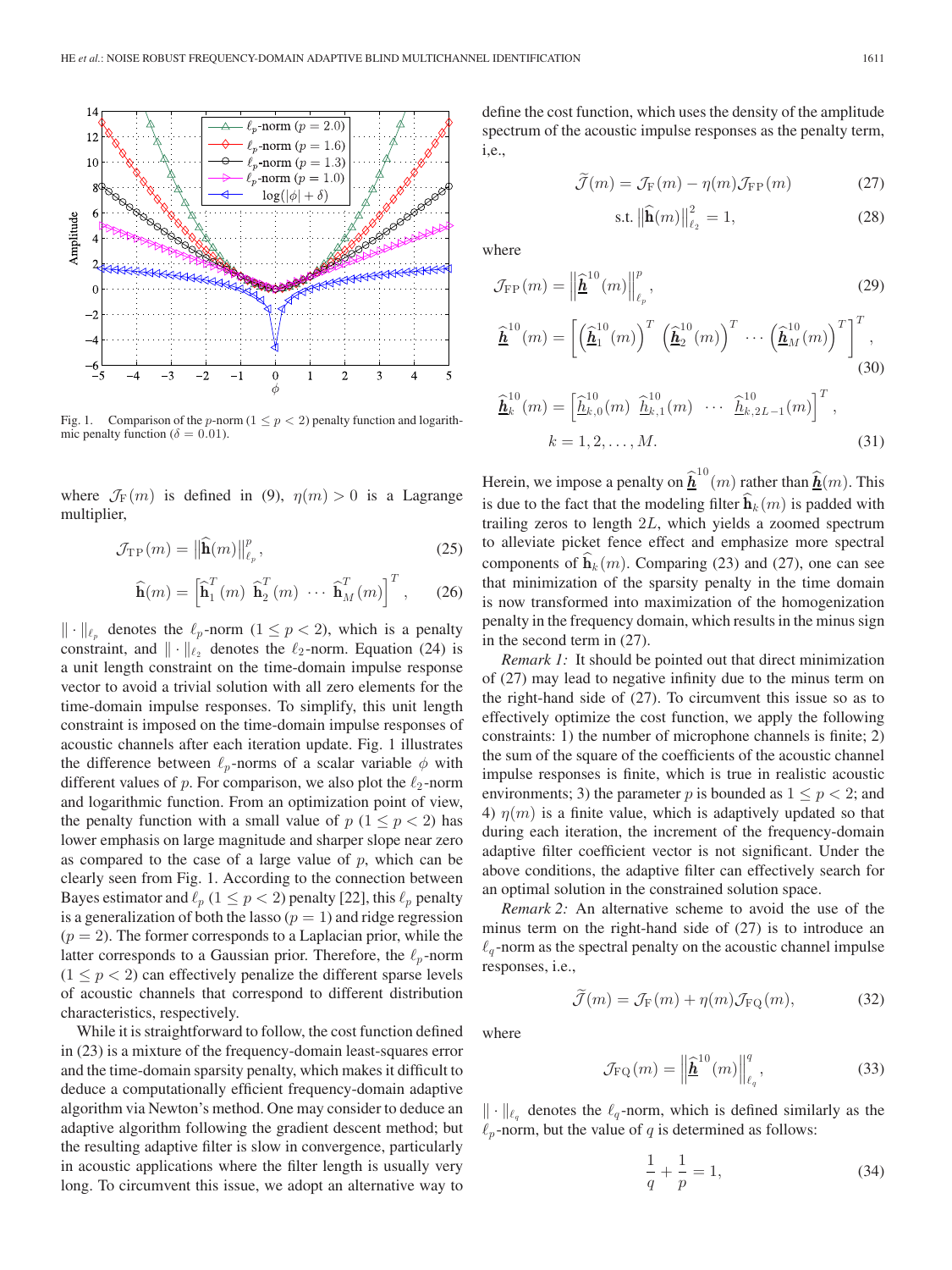Fig. 1. Comparison of the $p$-norm ($1 \leq p < 2$) penalty function and logarithmic penalty function ($\delta = 0.01$).

where $\mathcal{J}_{\mathrm{F}}(m)$ is defined in (9), $\eta(m) > 0$ is a Lagrange multiplier,

$$\mathcal{J}_{\mathrm{TP}}(m) = \left\|\widehat{\mathbf{h}}(m)\right\|_{\ell_p}^p, \tag{25}$$

$$\widehat{\mathbf{h}}(m) = \left[\widehat{\mathbf{h}}_1^T(m)\ \widehat{\mathbf{h}}_2^T(m)\ \cdots\ \widehat{\mathbf{h}}_M^T(m)\right]^T, \tag{26}$$

$\|\cdot\|_{\ell_p}$ denotes the $\ell_p$-norm ($1 \leq p < 2$), which is a penalty constraint, and $\|\cdot\|_{\ell_2}$ denotes the $\ell_2$-norm. Equation (24) is a unit length constraint on the time-domain impulse response vector to avoid a trivial solution with all zero elements for the time-domain impulse responses. To simplify, this unit length constraint is imposed on the time-domain impulse responses of acoustic channels after each iteration update. Fig. 1 illustrates the difference between $\ell_p$-norms of a scalar variable $\phi$ with different values of $p$. For comparison, we also plot the $\ell_2$-norm and logarithmic function. From an optimization point of view, the penalty function with a small value of $p$ ($1 \leq p < 2$) has lower emphasis on large magnitude and sharper slope near zero as compared to the case of a large value of $p$, which can be clearly seen from Fig. 1. According to the connection between Bayes estimator and $\ell_p$ ($1 \leq p < 2$) penalty [22], this $\ell_p$ penalty is a generalization of both the lasso ($p = 1$) and ridge regression ($p = 2$). The former corresponds to a Laplacian prior, while the latter corresponds to a Gaussian prior. Therefore, the $\ell_p$-norm ($1 \leq p < 2$) can effectively penalize the different sparse levels of acoustic channels that correspond to different distribution characteristics, respectively.

While it is straightforward to follow, the cost function defined in (23) is a mixture of the frequency-domain least-squares error and the time-domain sparsity penalty, which makes it difficult to deduce a computationally efficient frequency-domain adaptive algorithm via Newton's method. One may consider to deduce an adaptive algorithm following the gradient descent method; but the resulting adaptive filter is slow in convergence, particularly in acoustic applications where the filter length is usually very long. To circumvent this issue, we adopt an alternative way to define the cost function, which uses the density of the amplitude spectrum of the acoustic impulse responses as the penalty term, i,e.,

$$\widetilde{\mathcal{J}}(m) = \mathcal{J}_{\mathrm{F}}(m) - \eta(m)\mathcal{J}_{\mathrm{FP}}(m) \tag{27}$$

$$\text{s.t. } \left\|\widehat{\mathbf{h}}(m)\right\|_{\ell_2}^2 = 1, \tag{28}$$

where

$$\mathcal{J}_{\mathrm{FP}}(m) = \left\|\widehat{\underline{\boldsymbol{h}}}^{10}(m)\right\|_{\ell_p}^p, \tag{29}$$

$$\widehat{\underline{\boldsymbol{h}}}^{10}(m) = \left[\left(\widehat{\underline{\boldsymbol{h}}}_1^{10}(m)\right)^T\ \left(\widehat{\underline{\boldsymbol{h}}}_2^{10}(m)\right)^T\ \cdots\ \left(\widehat{\underline{\boldsymbol{h}}}_M^{10}(m)\right)^T\right]^T, \tag{30}$$

$$\widehat{\underline{\boldsymbol{h}}}_k^{10}(m) = \left[\widehat{\underline{h}}_{k,0}^{10}(m)\ \widehat{\underline{h}}_{k,1}^{10}(m)\ \cdots\ \widehat{\underline{h}}_{k,2L-1}^{10}(m)\right]^T, \quad k = 1, 2, \ldots, M. \tag{31}$$

Herein, we impose a penalty on $\widehat{\underline{\boldsymbol{h}}}^{10}(m)$ rather than $\widehat{\underline{\boldsymbol{h}}}(m)$. This is due to the fact that the modeling filter $\widehat{\mathbf{h}}_k(m)$ is padded with trailing zeros to length $2L$, which yields a zoomed spectrum to alleviate picket fence effect and emphasize more spectral components of $\widehat{\mathbf{h}}_k(m)$. Comparing (23) and (27), one can see that minimization of the sparsity penalty in the time domain is now transformed into maximization of the homogenization penalty in the frequency domain, which results in the minus sign in the second term in (27).

*Remark 1:* It should be pointed out that direct minimization of (27) may lead to negative infinity due to the minus term on the right-hand side of (27). To circumvent this issue so as to effectively optimize the cost function, we apply the following constraints: 1) the number of microphone channels is finite; 2) the sum of the square of the coefficients of the acoustic channel impulse responses is finite, which is true in realistic acoustic environments; 3) the parameter $p$ is bounded as $1 \leq p < 2$; and 4) $\eta(m)$ is a finite value, which is adaptively updated so that during each iteration, the increment of the frequency-domain adaptive filter coefficient vector is not significant. Under the above conditions, the adaptive filter can effectively search for an optimal solution in the constrained solution space.

*Remark 2:* An alternative scheme to avoid the use of the minus term on the right-hand side of (27) is to introduce an $\ell_q$-norm as the spectral penalty on the acoustic channel impulse responses, i.e.,

$$\widetilde{\mathcal{J}}(m) = \mathcal{J}_{\mathrm{F}}(m) + \eta(m)\mathcal{J}_{\mathrm{FQ}}(m), \tag{32}$$

where

$$\mathcal{J}_{\mathrm{FQ}}(m) = \left\|\widehat{\underline{\boldsymbol{h}}}^{10}(m)\right\|_{\ell_q}^q, \tag{33}$$

$\|\cdot\|_{\ell_q}$ denotes the $\ell_q$-norm, which is defined similarly as the $\ell_p$-norm, but the value of $q$ is determined as follows:

$$\frac{1}{q} + \frac{1}{p} = 1, \tag{34}$$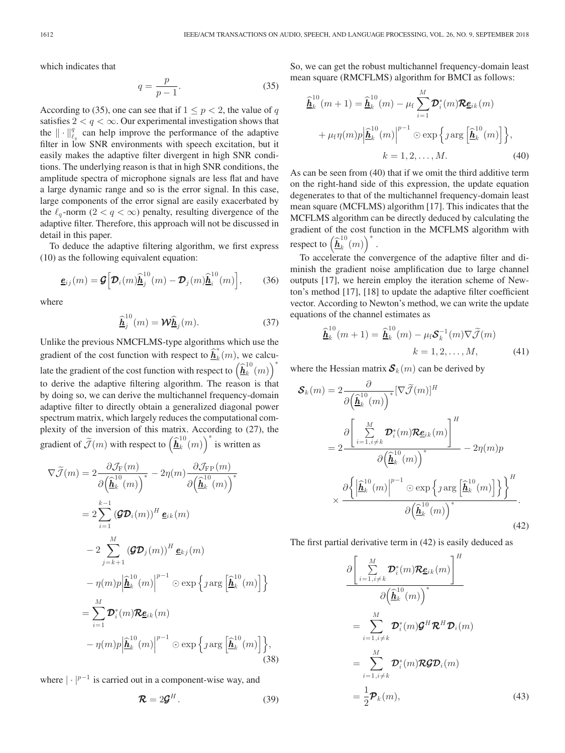which indicates that

$$q = \frac{p}{p-1}. \tag{35}$$

According to (35), one can see that if $1 \leq p < 2$, the value of $q$ satisfies $2 < q < \infty$. Our experimental investigation shows that the $\|\cdot\|_{\ell_q}^q$ can help improve the performance of the adaptive filter in low SNR environments with speech excitation, but it easily makes the adaptive filter divergent in high SNR conditions. The underlying reason is that in high SNR conditions, the amplitude spectra of microphone signals are less flat and have a large dynamic range and so is the error signal. In this case, large components of the error signal are easily exacerbated by the $\ell_q$-norm ($2 < q < \infty$) penalty, resulting divergence of the adaptive filter. Therefore, this approach will not be discussed in detail in this paper.

To deduce the adaptive filtering algorithm, we first express (10) as the following equivalent equation:

$$\underline{\boldsymbol{e}}_{ij}(m) = \boldsymbol{\mathcal{G}}\left[\boldsymbol{\mathcal{D}}_i(m)\widehat{\underline{\boldsymbol{h}}}_j^{10}(m) - \boldsymbol{\mathcal{D}}_j(m)\widehat{\underline{\boldsymbol{h}}}_i^{10}(m)\right], \tag{36}$$

where

$$\widehat{\underline{\boldsymbol{h}}}_j^{10}(m) = \boldsymbol{\mathcal{W}}\widehat{\underline{\boldsymbol{h}}}_j(m). \tag{37}$$

Unlike the previous NMCFLMS-type algorithms which use the gradient of the cost function with respect to $\widehat{\underline{\boldsymbol{h}}}_k^*(m)$, we calculate the gradient of the cost function with respect to $\left(\widehat{\underline{\boldsymbol{h}}}_k^{10}(m)\right)^*$ to derive the adaptive filtering algorithm. The reason is that by doing so, we can derive the multichannel frequency-domain adaptive filter to directly obtain a generalized diagonal power spectrum matrix, which largely reduces the computational complexity of the inversion of this matrix. According to (27), the gradient of $\widetilde{\mathcal{J}}(m)$ with respect to $\left(\widehat{\underline{\boldsymbol{h}}}_k^{10}(m)\right)^*$ is written as

$$\begin{aligned}
\nabla\widetilde{\mathcal{J}}(m) &= 2\frac{\partial \mathcal{J}_{\mathrm{F}}(m)}{\partial\left(\widehat{\underline{\boldsymbol{h}}}_k^{10}(m)\right)^*} - 2\eta(m)\frac{\partial \mathcal{J}_{\mathrm{FP}}(m)}{\partial\left(\widehat{\underline{\boldsymbol{h}}}_k^{10}(m)\right)^*} \\
&= 2\sum_{i=1}^{k-1}\left(\boldsymbol{\mathcal{G}}\boldsymbol{\mathcal{D}}_i(m)\right)^H \underline{\boldsymbol{e}}_{ik}(m) \\
&\quad - 2\sum_{j=k+1}^{M}\left(\boldsymbol{\mathcal{G}}\boldsymbol{\mathcal{D}}_j(m)\right)^H \underline{\boldsymbol{e}}_{kj}(m) \\
&\quad - \eta(m)p\left|\widehat{\underline{\boldsymbol{h}}}_k^{10}(m)\right|^{p-1} \odot \exp\left\{\jmath\arg\left[\widehat{\underline{\boldsymbol{h}}}_k^{10}(m)\right]\right\} \\
&= \sum_{i=1}^{M}\boldsymbol{\mathcal{D}}_i^*(m)\boldsymbol{\mathcal{R}}\underline{\boldsymbol{e}}_{ik}(m) \\
&\quad - \eta(m)p\left|\widehat{\underline{\boldsymbol{h}}}_k^{10}(m)\right|^{p-1} \odot \exp\left\{\jmath\arg\left[\widehat{\underline{\boldsymbol{h}}}_k^{10}(m)\right]\right\},
\end{aligned} \tag{38}$$

where $|\cdot|^{p-1}$ is carried out in a component-wise way, and

$$\boldsymbol{\mathcal{R}} = 2\boldsymbol{\mathcal{G}}^H. \tag{39}$$

So, we can get the robust multichannel frequency-domain least mean square (RMCFLMS) algorithm for BMCI as follows:

$$\begin{aligned}
\widehat{\underline{\boldsymbol{h}}}_k^{10}(m+1) &= \widehat{\underline{\boldsymbol{h}}}_k^{10}(m) - \mu_{\mathrm{f}}\sum_{i=1}^{M}\boldsymbol{\mathcal{D}}_i^*(m)\boldsymbol{\mathcal{R}}\underline{\boldsymbol{e}}_{ik}(m) \\
&\quad + \mu_{\mathrm{f}}\eta(m)p\left|\widehat{\underline{\boldsymbol{h}}}_k^{10}(m)\right|^{p-1} \odot \exp\left\{\jmath\arg\left[\widehat{\underline{\boldsymbol{h}}}_k^{10}(m)\right]\right\}, \\
&\qquad k = 1, 2, \ldots, M.
\end{aligned} \tag{40}$$

As can be seen from (40) that if we omit the third additive term on the right-hand side of this expression, the update equation degenerates to that of the multichannel frequency-domain least mean square (MCFLMS) algorithm [17]. This indicates that the MCFLMS algorithm can be directly deduced by calculating the gradient of the cost function in the MCFLMS algorithm with respect to $\left(\widehat{\underline{\boldsymbol{h}}}_k^{10}(m)\right)^*$.

To accelerate the convergence of the adaptive filter and diminish the gradient noise amplification due to large channel outputs [17], we herein employ the iteration scheme of Newton's method [17], [18] to update the adaptive filter coefficient vector. According to Newton's method, we can write the update equations of the channel estimates as

$$\begin{aligned}
\widehat{\underline{\boldsymbol{h}}}_k^{10}(m+1) &= \widehat{\underline{\boldsymbol{h}}}_k^{10}(m) - \mu_{\mathrm{f}}\boldsymbol{\mathcal{S}}_k^{-1}(m)\nabla\widetilde{\mathcal{J}}(m) \\
&\qquad k = 1, 2, \ldots, M,
\end{aligned} \tag{41}$$

where the Hessian matrix $\boldsymbol{\mathcal{S}}_k(m)$ can be derived by

$$\begin{aligned}
\boldsymbol{\mathcal{S}}_k(m) &= 2\frac{\partial}{\partial\left(\widehat{\underline{\boldsymbol{h}}}_k^{10}(m)\right)^*}[\nabla\widetilde{\mathcal{J}}(m)]^H \\
&= 2\frac{\partial\left[\sum\limits_{i=1, i\neq k}^{M}\boldsymbol{\mathcal{D}}_i^*(m)\boldsymbol{\mathcal{R}}\underline{\boldsymbol{e}}_{ik}(m)\right]^H}{\partial\left(\widehat{\underline{\boldsymbol{h}}}_k^{10}(m)\right)^*} - 2\eta(m)p \\
&\quad \times \frac{\partial\left\{\left|\widehat{\underline{\boldsymbol{h}}}_k^{10}(m)\right|^{p-1} \odot \exp\left\{\jmath\arg\left[\widehat{\underline{\boldsymbol{h}}}_k^{10}(m)\right]\right\}\right\}^H}{\partial\left(\widehat{\underline{\boldsymbol{h}}}_k^{10}(m)\right)^*}.
\end{aligned} \tag{42}$$

The first partial derivative term in (42) is easily deduced as

$$\begin{aligned}
&\frac{\partial\left[\sum\limits_{i=1, i\neq k}^{M}\boldsymbol{\mathcal{D}}_i^*(m)\boldsymbol{\mathcal{R}}\underline{\boldsymbol{e}}_{ik}(m)\right]^H}{\partial\left(\widehat{\underline{\boldsymbol{h}}}_k^{10}(m)\right)^*} \\
&= \sum_{i=1, i\neq k}^{M}\boldsymbol{\mathcal{D}}_i^*(m)\boldsymbol{\mathcal{G}}^H\boldsymbol{\mathcal{R}}^H\boldsymbol{\mathcal{D}}_i(m) \\
&= \sum_{i=1, i\neq k}^{M}\boldsymbol{\mathcal{D}}_i^*(m)\boldsymbol{\mathcal{R}}\boldsymbol{\mathcal{G}}\boldsymbol{\mathcal{D}}_i(m) \\
&= \frac{1}{2}\boldsymbol{\mathcal{P}}_k(m),
\end{aligned} \tag{43}$$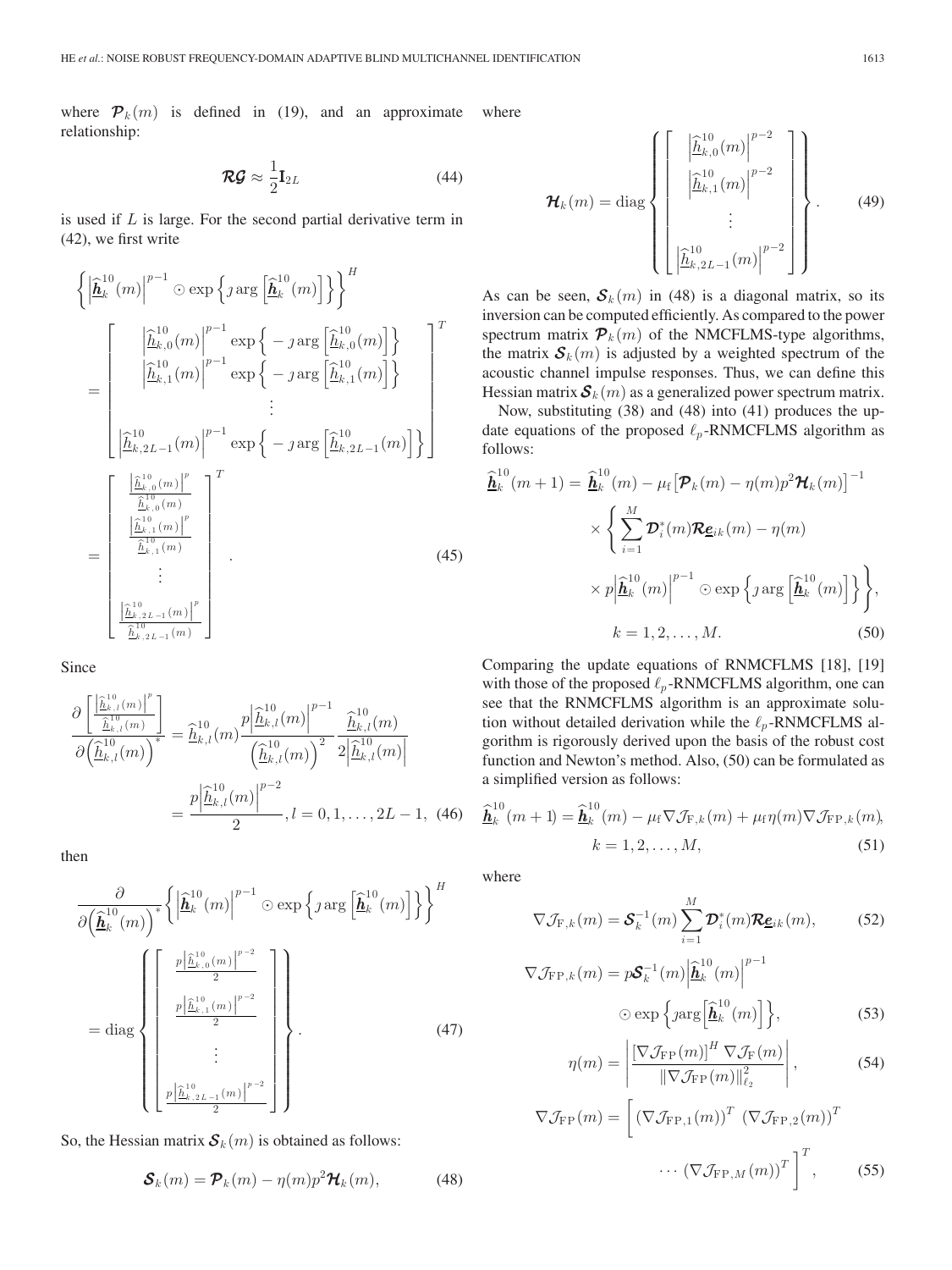where $\boldsymbol{\mathcal{P}}_k(m)$ is defined in (19), and an approximate relationship:

$$\boldsymbol{\mathcal{R}}\boldsymbol{\mathcal{G}} \approx \frac{1}{2}\mathbf{I}_{2L} \tag{44}$$

is used if $L$ is large. For the second partial derivative term in (42), we first write

$$\begin{aligned}
&\left\{\left|\widehat{\underline{\boldsymbol{h}}}_k^{10}(m)\right|^{p-1} \odot \exp\left\{\jmath \arg\left[\widehat{\underline{\boldsymbol{h}}}_k^{10}(m)\right]\right\}\right\}^H \\
&= \begin{bmatrix}
\left|\widehat{\underline{h}}_{k,0}^{10}(m)\right|^{p-1} \exp\left\{-\jmath \arg\left[\widehat{\underline{h}}_{k,0}^{10}(m)\right]\right\} \\
\left|\widehat{\underline{h}}_{k,1}^{10}(m)\right|^{p-1} \exp\left\{-\jmath \arg\left[\widehat{\underline{h}}_{k,1}^{10}(m)\right]\right\} \\
\vdots \\
\left|\widehat{\underline{h}}_{k,2L-1}^{10}(m)\right|^{p-1} \exp\left\{-\jmath \arg\left[\widehat{\underline{h}}_{k,2L-1}^{10}(m)\right]\right\}
\end{bmatrix}^T \\
&= \begin{bmatrix}
\frac{\left|\widehat{\underline{h}}_{k,0}^{10}(m)\right|^p}{\widehat{\underline{h}}_{k,0}^{10}(m)} \\
\frac{\left|\widehat{\underline{h}}_{k,1}^{10}(m)\right|^p}{\widehat{\underline{h}}_{k,1}^{10}(m)} \\
\vdots \\
\frac{\left|\widehat{\underline{h}}_{k,2L-1}^{10}(m)\right|^p}{\widehat{\underline{h}}_{k,2L-1}^{10}(m)}
\end{bmatrix}^T.
\end{aligned} \tag{45}$$

Since

$$\begin{aligned}
\frac{\partial\left[\frac{\left|\widehat{\underline{h}}_{k,l}^{10}(m)\right|^p}{\widehat{\underline{h}}_{k,l}^{10}(m)}\right]}{\partial\left(\widehat{\underline{h}}_{k,l}^{10}(m)\right)^*} &= \widehat{\underline{h}}_{k,l}^{10}(m)\frac{p\left|\widehat{\underline{h}}_{k,l}^{10}(m)\right|^{p-1}}{\left(\widehat{\underline{h}}_{k,l}^{10}(m)\right)^2}\frac{\widehat{\underline{h}}_{k,l}^{10}(m)}{2\left|\widehat{\underline{h}}_{k,l}^{10}(m)\right|} \\
&= \frac{p\left|\widehat{\underline{h}}_{k,l}^{10}(m)\right|^{p-2}}{2}, l = 0, 1, \ldots, 2L-1,
\end{aligned} \tag{46}$$

then

$$\begin{aligned}
&\frac{\partial}{\partial\left(\widehat{\underline{\boldsymbol{h}}}_k^{10}(m)\right)^*}\left\{\left|\widehat{\underline{\boldsymbol{h}}}_k^{10}(m)\right|^{p-1} \odot \exp\left\{\jmath \arg\left[\widehat{\underline{\boldsymbol{h}}}_k^{10}(m)\right]\right\}\right\}^H \\
&= \operatorname{diag}\left\{\begin{bmatrix}
\frac{p\left|\widehat{\underline{h}}_{k,0}^{10}(m)\right|^{p-2}}{2} \\
\frac{p\left|\widehat{\underline{h}}_{k,1}^{10}(m)\right|^{p-2}}{2} \\
\vdots \\
\frac{p\left|\widehat{\underline{h}}_{k,2L-1}^{10}(m)\right|^{p-2}}{2}
\end{bmatrix}\right\}.
\end{aligned} \tag{47}$$

So, the Hessian matrix $\boldsymbol{\mathcal{S}}_k(m)$ is obtained as follows:

$$\boldsymbol{\mathcal{S}}_k(m) = \boldsymbol{\mathcal{P}}_k(m) - \eta(m)p^2\boldsymbol{\mathcal{H}}_k(m), \tag{48}$$

where

$$\boldsymbol{\mathcal{H}}_k(m) = \operatorname{diag}\left\{\begin{bmatrix}
\left|\widehat{\underline{h}}_{k,0}^{10}(m)\right|^{p-2} \\
\left|\widehat{\underline{h}}_{k,1}^{10}(m)\right|^{p-2} \\
\vdots \\
\left|\widehat{\underline{h}}_{k,2L-1}^{10}(m)\right|^{p-2}
\end{bmatrix}\right\}. \tag{49}$$

As can be seen, $\boldsymbol{\mathcal{S}}_k(m)$ in (48) is a diagonal matrix, so its inversion can be computed efficiently. As compared to the power spectrum matrix $\boldsymbol{\mathcal{P}}_k(m)$ of the NMCFLMS-type algorithms, the matrix $\boldsymbol{\mathcal{S}}_k(m)$ is adjusted by a weighted spectrum of the acoustic channel impulse responses. Thus, we can define this Hessian matrix $\boldsymbol{\mathcal{S}}_k(m)$ as a generalized power spectrum matrix.

Now, substituting (38) and (48) into (41) produces the update equations of the proposed $\ell_p$-RNMCFLMS algorithm as follows:

$$\begin{aligned}
\widehat{\underline{\boldsymbol{h}}}_k^{10}(m+1) &= \widehat{\underline{\boldsymbol{h}}}_k^{10}(m) - \mu_{\mathrm{f}}\left[\boldsymbol{\mathcal{P}}_k(m) - \eta(m)p^2\boldsymbol{\mathcal{H}}_k(m)\right]^{-1} \\
&\times\left\{\sum_{i=1}^{M}\boldsymbol{\mathcal{D}}_i^*(m)\boldsymbol{\mathcal{R}}\underline{\boldsymbol{e}}_{ik}(m) - \eta(m)\right. \\
&\left.\times\, p\left|\widehat{\underline{\boldsymbol{h}}}_k^{10}(m)\right|^{p-1} \odot \exp\left\{\jmath \arg\left[\widehat{\underline{\boldsymbol{h}}}_k^{10}(m)\right]\right\}\right\}, \\
&k = 1, 2, \ldots, M.
\end{aligned} \tag{50}$$

Comparing the update equations of RNMCFLMS [18], [19] with those of the proposed $\ell_p$-RNMCFLMS algorithm, one can see that the RNMCFLMS algorithm is an approximate solution without detailed derivation while the $\ell_p$-RNMCFLMS algorithm is rigorously derived upon the basis of the robust cost function and Newton's method. Also, (50) can be formulated as a simplified version as follows:

$$\begin{aligned}
\widehat{\underline{\boldsymbol{h}}}_k^{10}(m+1) &= \widehat{\underline{\boldsymbol{h}}}_k^{10}(m) - \mu_{\mathrm{f}}\nabla\mathcal{J}_{\mathrm{F},k}(m) + \mu_{\mathrm{f}}\eta(m)\nabla\mathcal{J}_{\mathrm{FP},k}(m), \\
&k = 1, 2, \ldots, M,
\end{aligned} \tag{51}$$

where

$$\nabla\mathcal{J}_{\mathrm{F},k}(m) = \boldsymbol{\mathcal{S}}_k^{-1}(m)\sum_{i=1}^{M}\boldsymbol{\mathcal{D}}_i^*(m)\boldsymbol{\mathcal{R}}\underline{\boldsymbol{e}}_{ik}(m), \tag{52}$$

$$\begin{aligned}
\nabla\mathcal{J}_{\mathrm{FP},k}(m) &= p\boldsymbol{\mathcal{S}}_k^{-1}(m)\left|\widehat{\underline{\boldsymbol{h}}}_k^{10}(m)\right|^{p-1} \\
&\odot \exp\left\{\jmath\arg\left[\widehat{\underline{\boldsymbol{h}}}_k^{10}(m)\right]\right\},
\end{aligned} \tag{53}$$

$$\eta(m) = \left|\frac{\left[\nabla\mathcal{J}_{\mathrm{FP}}(m)\right]^H\nabla\mathcal{J}_{\mathrm{F}}(m)}{\|\nabla\mathcal{J}_{\mathrm{FP}}(m)\|_{\ell_2}^2}\right|, \tag{54}$$

$$\begin{aligned}
\nabla\mathcal{J}_{\mathrm{FP}}(m) = \Big[&\left(\nabla\mathcal{J}_{\mathrm{FP},1}(m)\right)^T\ \left(\nabla\mathcal{J}_{\mathrm{FP},2}(m)\right)^T \\
&\cdots\ \left(\nabla\mathcal{J}_{\mathrm{FP},M}(m)\right)^T\Big]^T,
\end{aligned} \tag{55}$$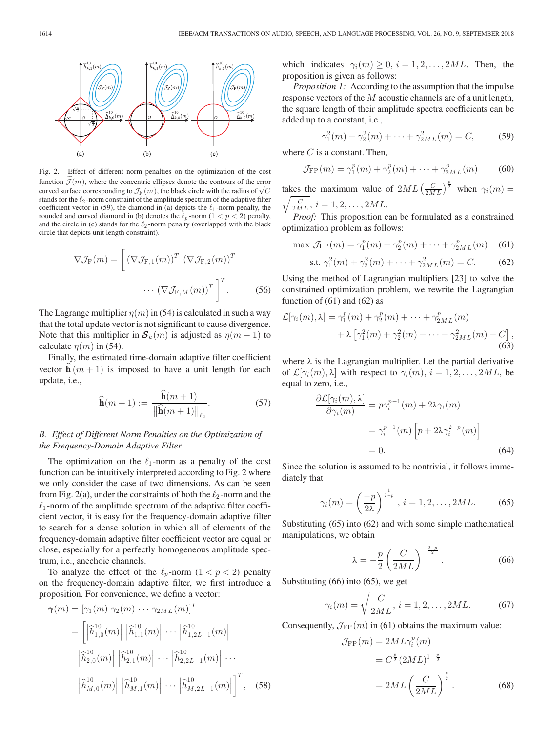Fig. 2. Effect of different norm penalties on the optimization of the cost function $\widetilde{\mathcal{J}}(m)$, where the concentric ellipses denote the contours of the error curved surface corresponding to $\mathcal{J}_{\mathrm{F}}(m)$, the black circle with the radius of $\sqrt{C}$ stands for the $\ell_2$-norm constraint of the amplitude spectrum of the adaptive filter coefficient vector in (59), the diamond in (a) depicts the $\ell_1$-norm penalty, the rounded and curved diamond in (b) denotes the $\ell_p$-norm ($1 < p < 2$) penalty, and the circle in (c) stands for the $\ell_2$-norm penalty (overlapped with the black circle that depicts unit length constraint).

$$\nabla \mathcal{J}_{\mathrm{F}}(m) = \left[ (\nabla \mathcal{J}_{\mathrm{F},1}(m))^T \ (\nabla \mathcal{J}_{\mathrm{F},2}(m))^T \cdots (\nabla \mathcal{J}_{\mathrm{F},M}(m))^T \right]^T. \quad (56)$$

The Lagrange multiplier $\eta(m)$ in (54) is calculated in such a way that the total update vector is not significant to cause divergence. Note that this multiplier in $\boldsymbol{\mathcal{S}}_k(m)$ is adjusted as $\eta(m-1)$ to calculate $\eta(m)$ in (54).

Finally, the estimated time-domain adaptive filter coefficient vector $\widehat{\mathbf{h}}(m+1)$ is imposed to have a unit length for each update, i.e.,

$$\widehat{\mathbf{h}}(m+1) := \frac{\widehat{\mathbf{h}}(m+1)}{\left\|\widehat{\mathbf{h}}(m+1)\right\|_{\ell_2}}. \quad (57)$$

### B. Effect of Different Norm Penalties on the Optimization of the Frequency-Domain Adaptive Filter

The optimization on the $\ell_1$-norm as a penalty of the cost function can be intuitively interpreted according to Fig. 2 where we only consider the case of two dimensions. As can be seen from Fig. 2(a), under the constraints of both the $\ell_2$-norm and the $\ell_1$-norm of the amplitude spectrum of the adaptive filter coefficient vector, it is easy for the frequency-domain adaptive filter to search for a dense solution in which all of elements of the frequency-domain adaptive filter coefficient vector are equal or close, especially for a perfectly homogeneous amplitude spectrum, i.e., anechoic channels.

To analyze the effect of the $\ell_p$-norm ($1 < p < 2$) penalty on the frequency-domain adaptive filter, we first introduce a proposition. For convenience, we define a vector:

$$\begin{aligned}
\boldsymbol{\gamma}(m) &= [\gamma_1(m) \ \gamma_2(m) \cdots \gamma_{2ML}(m)]^T \\
&= \Big[ \left|\widehat{\underline{h}}^{10}_{1,0}(m)\right| \ \left|\widehat{\underline{h}}^{10}_{1,1}(m)\right| \cdots \left|\widehat{\underline{h}}^{10}_{1,2L-1}(m)\right| \\
&\quad \left|\widehat{\underline{h}}^{10}_{2,0}(m)\right| \ \left|\widehat{\underline{h}}^{10}_{2,1}(m)\right| \cdots \left|\widehat{\underline{h}}^{10}_{2,2L-1}(m)\right| \cdots \\
&\quad \left|\widehat{\underline{h}}^{10}_{M,0}(m)\right| \ \left|\widehat{\underline{h}}^{10}_{M,1}(m)\right| \cdots \left|\widehat{\underline{h}}^{10}_{M,2L-1}(m)\right| \Big]^T, \quad (58)
\end{aligned}$$

which indicates $\gamma_i(m) \geq 0$, $i = 1, 2, \ldots, 2ML$. Then, the proposition is given as follows:

*Proposition 1:* According to the assumption that the impulse response vectors of the $M$ acoustic channels are of a unit length, the square length of their amplitude spectra coefficients can be added up to a constant, i.e.,

$$\gamma_1^2(m) + \gamma_2^2(m) + \cdots + \gamma_{2ML}^2(m) = C, \quad (59)$$

where $C$ is a constant. Then,

$$\mathcal{J}_{\mathrm{FP}}(m) = \gamma_1^p(m) + \gamma_2^p(m) + \cdots + \gamma_{2ML}^p(m) \quad (60)$$

takes the maximum value of $2ML\left(\frac{C}{2ML}\right)^{\frac{p}{2}}$ when $\gamma_i(m) = \sqrt{\frac{C}{2ML}}$, $i = 1, 2, \ldots, 2ML$.

*Proof:* This proposition can be formulated as a constrained optimization problem as follows:

$$\max \ \mathcal{J}_{\mathrm{FP}}(m) = \gamma_1^p(m) + \gamma_2^p(m) + \cdots + \gamma_{2ML}^p(m) \quad (61)$$

$$\text{s.t.} \ \gamma_1^2(m) + \gamma_2^2(m) + \cdots + \gamma_{2ML}^2(m) = C. \quad (62)$$

Using the method of Lagrangian multipliers [23] to solve the constrained optimization problem, we rewrite the Lagrangian function of (61) and (62) as

$$\begin{aligned}
\mathcal{L}[\gamma_i(m), \lambda] &= \gamma_1^p(m) + \gamma_2^p(m) + \cdots + \gamma_{2ML}^p(m) \\
&\quad + \lambda\left[\gamma_1^2(m) + \gamma_2^2(m) + \cdots + \gamma_{2ML}^2(m) - C\right],
\end{aligned} \quad (63)$$

where $\lambda$ is the Lagrangian multiplier. Let the partial derivative of $\mathcal{L}[\gamma_i(m), \lambda]$ with respect to $\gamma_i(m)$, $i = 1, 2, \ldots, 2ML$, be equal to zero, i.e.,

$$\begin{aligned}
\frac{\partial \mathcal{L}[\gamma_i(m), \lambda]}{\partial \gamma_i(m)} &= p\gamma_i^{p-1}(m) + 2\lambda\gamma_i(m) \\
&= \gamma_i^{p-1}(m)\left[p + 2\lambda\gamma_i^{2-p}(m)\right] \\
&= 0.
\end{aligned} \quad (64)$$

Since the solution is assumed to be nontrivial, it follows immediately that

$$\gamma_i(m) = \left(\frac{-p}{2\lambda}\right)^{\frac{1}{2-p}}, \ i = 1, 2, \ldots, 2ML. \quad (65)$$

Substituting (65) into (62) and with some simple mathematical manipulations, we obtain

$$\lambda = -\frac{p}{2}\left(\frac{C}{2ML}\right)^{-\frac{2-p}{2}}. \quad (66)$$

Substituting (66) into (65), we get

$$\gamma_i(m) = \sqrt{\frac{C}{2ML}}, \ i = 1, 2, \ldots, 2ML. \quad (67)$$

Consequently, $\mathcal{J}_{\mathrm{FP}}(m)$ in (61) obtains the maximum value:

$$\begin{aligned}
\mathcal{J}_{\mathrm{FP}}(m) &= 2ML\gamma_i^p(m) \\
&= C^{\frac{p}{2}}(2ML)^{1-\frac{p}{2}} \\
&= 2ML\left(\frac{C}{2ML}\right)^{\frac{p}{2}}.
\end{aligned} \quad (68)$$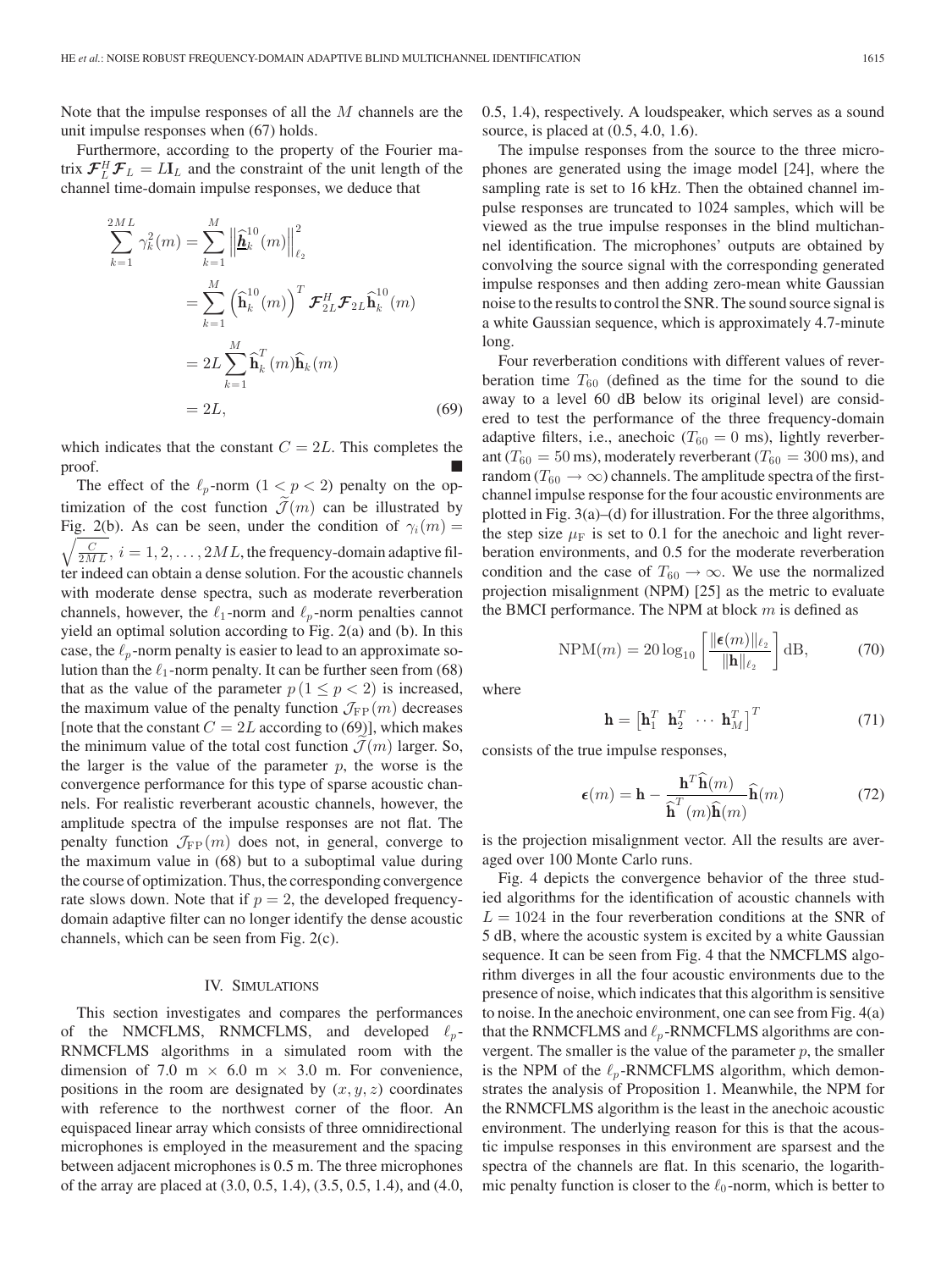Note that the impulse responses of all the $M$ channels are the unit impulse responses when (67) holds.

Furthermore, according to the property of the Fourier matrix $\mathcal{F}_L^H \mathcal{F}_L = L\mathbf{I}_L$ and the constraint of the unit length of the channel time-domain impulse responses, we deduce that

$$
\begin{aligned}
\sum_{k=1}^{2ML} \gamma_k^2(m) &= \sum_{k=1}^{M} \left\| \underline{\widehat{\mathbf{h}}}_k^{10}(m) \right\|_{\ell_2}^2 \\
&= \sum_{k=1}^{M} \left( \widehat{\mathbf{h}}_k^{10}(m) \right)^T \mathcal{F}_{2L}^H \mathcal{F}_{2L} \widehat{\mathbf{h}}_k^{10}(m) \\
&= 2L \sum_{k=1}^{M} \widehat{\mathbf{h}}_k^T(m) \widehat{\mathbf{h}}_k(m) \\
&= 2L,
\end{aligned} \tag{69}
$$

which indicates that the constant $C = 2L$. This completes the proof. ∎

The effect of the $\ell_p$-norm $(1 < p < 2)$ penalty on the optimization of the cost function $\widetilde{\mathcal{J}}(m)$ can be illustrated by Fig. 2(b). As can be seen, under the condition of $\gamma_i(m) = \sqrt{\frac{C}{2ML}}$, $i = 1, 2, \ldots, 2ML$, the frequency-domain adaptive filter indeed can obtain a dense solution. For the acoustic channels with moderate dense spectra, such as moderate reverberation channels, however, the $\ell_1$-norm and $\ell_p$-norm penalties cannot yield an optimal solution according to Fig. 2(a) and (b). In this case, the $\ell_p$-norm penalty is easier to lead to an approximate solution than the $\ell_1$-norm penalty. It can be further seen from (68) that as the value of the parameter $p\,(1 \leq p < 2)$ is increased, the maximum value of the penalty function $\mathcal{J}_{\mathrm{FP}}(m)$ decreases [note that the constant $C = 2L$ according to (69)], which makes the minimum value of the total cost function $\widetilde{\mathcal{J}}(m)$ larger. So, the larger is the value of the parameter $p$, the worse is the convergence performance for this type of sparse acoustic channels. For realistic reverberant acoustic channels, however, the amplitude spectra of the impulse responses are not flat. The penalty function $\mathcal{J}_{\mathrm{FP}}(m)$ does not, in general, converge to the maximum value in (68) but to a suboptimal value during the course of optimization. Thus, the corresponding convergence rate slows down. Note that if $p = 2$, the developed frequency-domain adaptive filter can no longer identify the dense acoustic channels, which can be seen from Fig. 2(c).

## IV. Simulations

This section investigates and compares the performances of the NMCFLMS, RNMCFLMS, and developed $\ell_p$-RNMCFLMS algorithms in a simulated room with the dimension of 7.0 m × 6.0 m × 3.0 m. For convenience, positions in the room are designated by $(x, y, z)$ coordinates with reference to the northwest corner of the floor. An equispaced linear array which consists of three omnidirectional microphones is employed in the measurement and the spacing between adjacent microphones is 0.5 m. The three microphones of the array are placed at (3.0, 0.5, 1.4), (3.5, 0.5, 1.4), and (4.0, 0.5, 1.4), respectively. A loudspeaker, which serves as a sound source, is placed at (0.5, 4.0, 1.6).

The impulse responses from the source to the three microphones are generated using the image model [24], where the sampling rate is set to 16 kHz. Then the obtained channel impulse responses are truncated to 1024 samples, which will be viewed as the true impulse responses in the blind multichannel identification. The microphones' outputs are obtained by convolving the source signal with the corresponding generated impulse responses and then adding zero-mean white Gaussian noise to the results to control the SNR. The sound source signal is a white Gaussian sequence, which is approximately 4.7-minute long.

Four reverberation conditions with different values of reverberation time $T_{60}$ (defined as the time for the sound to die away to a level 60 dB below its original level) are considered to test the performance of the three frequency-domain adaptive filters, i.e., anechoic ($T_{60} = 0$ ms), lightly reverberant ($T_{60} = 50$ ms), moderately reverberant ($T_{60} = 300$ ms), and random ($T_{60} \to \infty$) channels. The amplitude spectra of the first-channel impulse response for the four acoustic environments are plotted in Fig. 3(a)–(d) for illustration. For the three algorithms, the step size $\mu_{\mathrm{F}}$ is set to 0.1 for the anechoic and light reverberation environments, and 0.5 for the moderate reverberation condition and the case of $T_{60} \to \infty$. We use the normalized projection misalignment (NPM) [25] as the metric to evaluate the BMCI performance. The NPM at block $m$ is defined as

$$
\mathrm{NPM}(m) = 20 \log_{10} \left[ \frac{\|\boldsymbol{\epsilon}(m)\|_{\ell_2}}{\|\mathbf{h}\|_{\ell_2}} \right] \mathrm{dB}, \tag{70}
$$

where

$$
\mathbf{h} = \begin{bmatrix} \mathbf{h}_1^T & \mathbf{h}_2^T & \cdots & \mathbf{h}_M^T \end{bmatrix}^T \tag{71}
$$

consists of the true impulse responses,

$$
\boldsymbol{\epsilon}(m) = \mathbf{h} - \frac{\mathbf{h}^T \widehat{\mathbf{h}}(m)}{\widehat{\mathbf{h}}^T(m) \widehat{\mathbf{h}}(m)} \widehat{\mathbf{h}}(m) \tag{72}
$$

is the projection misalignment vector. All the results are averaged over 100 Monte Carlo runs.

Fig. 4 depicts the convergence behavior of the three studied algorithms for the identification of acoustic channels with $L = 1024$ in the four reverberation conditions at the SNR of 5 dB, where the acoustic system is excited by a white Gaussian sequence. It can be seen from Fig. 4 that the NMCFLMS algorithm diverges in all the four acoustic environments due to the presence of noise, which indicates that this algorithm is sensitive to noise. In the anechoic environment, one can see from Fig. 4(a) that the RNMCFLMS and $\ell_p$-RNMCFLMS algorithms are convergent. The smaller is the value of the parameter $p$, the smaller is the NPM of the $\ell_p$-RNMCFLMS algorithm, which demonstrates the analysis of Proposition 1. Meanwhile, the NPM for the RNMCFLMS algorithm is the least in the anechoic acoustic environment. The underlying reason for this is that the acoustic impulse responses in this environment are sparsest and the spectra of the channels are flat. In this scenario, the logarithmic penalty function is closer to the $\ell_0$-norm, which is better to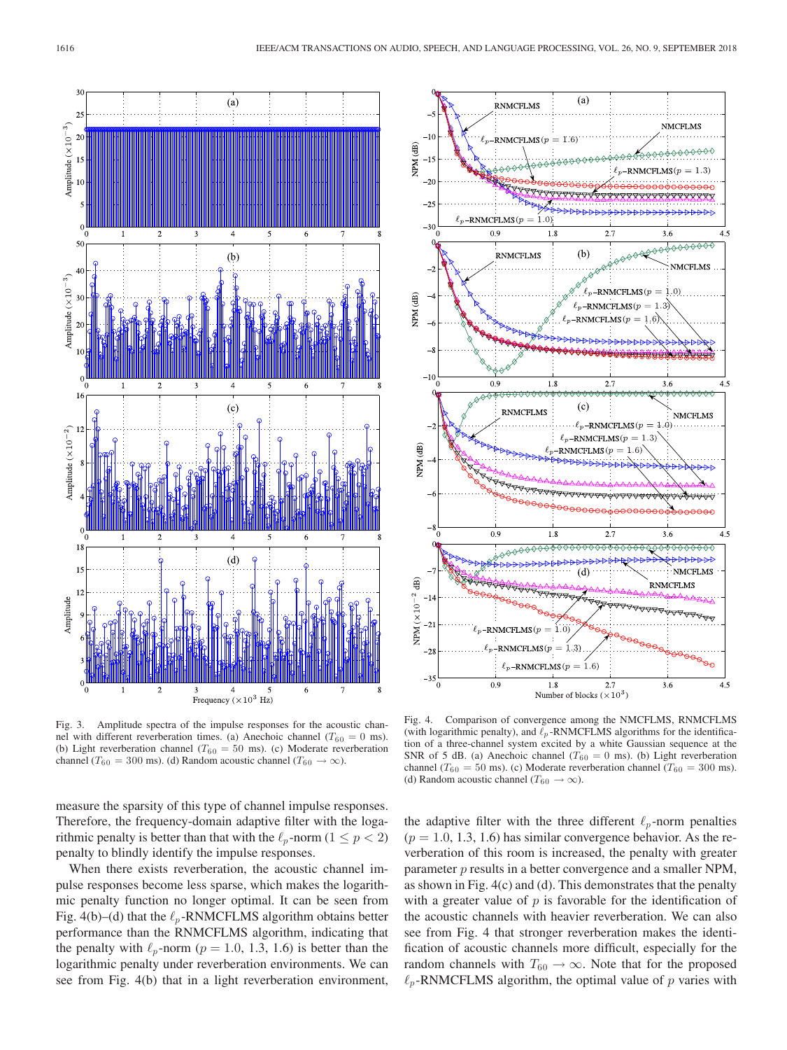Fig. 3. Amplitude spectra of the impulse responses for the acoustic channel with different reverberation times. (a) Anechoic channel ($T_{60} = 0$ ms). (b) Light reverberation channel ($T_{60} = 50$ ms). (c) Moderate reverberation channel ($T_{60} = 300$ ms). (d) Random acoustic channel ($T_{60} \to \infty$).

Fig. 4. Comparison of convergence among the NMCFLMS, RNMCFLMS (with logarithmic penalty), and $\ell_p$-RNMCFLMS algorithms for the identification of a three-channel system excited by a white Gaussian sequence at the SNR of 5 dB. (a) Anechoic channel ($T_{60} = 0$ ms). (b) Light reverberation channel ($T_{60} = 50$ ms). (c) Moderate reverberation channel ($T_{60} = 300$ ms). (d) Random acoustic channel ($T_{60} \to \infty$).

measure the sparsity of this type of channel impulse responses. Therefore, the frequency-domain adaptive filter with the logarithmic penalty is better than that with the $\ell_p$-norm ($1 \leq p < 2$) penalty to blindly identify the impulse responses.

When there exists reverberation, the acoustic channel impulse responses become less sparse, which makes the logarithmic penalty function no longer optimal. It can be seen from Fig. 4(b)–(d) that the $\ell_p$-RNMCFLMS algorithm obtains better performance than the RNMCFLMS algorithm, indicating that the penalty with $\ell_p$-norm ($p = 1.0, 1.3, 1.6$) is better than the logarithmic penalty under reverberation environments. We can see from Fig. 4(b) that in a light reverberation environment, the adaptive filter with the three different $\ell_p$-norm penalties ($p = 1.0, 1.3, 1.6$) has similar convergence behavior. As the reverberation of this room is increased, the penalty with greater parameter $p$ results in a better convergence and a smaller NPM, as shown in Fig. 4(c) and (d). This demonstrates that the penalty with a greater value of $p$ is favorable for the identification of the acoustic channels with heavier reverberation. We can also see from Fig. 4 that stronger reverberation makes the identification of acoustic channels more difficult, especially for the random channels with $T_{60} \to \infty$. Note that for the proposed $\ell_p$-RNMCFLMS algorithm, the optimal value of $p$ varies with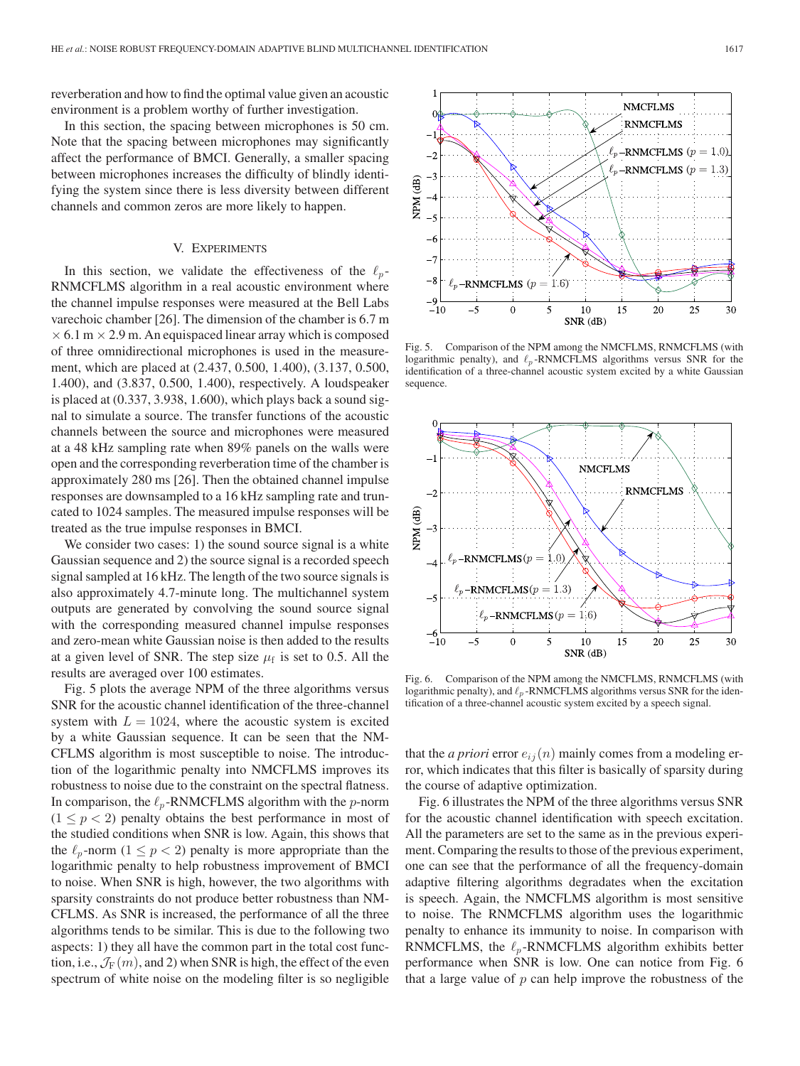reverberation and how to find the optimal value given an acoustic environment is a problem worthy of further investigation.

In this section, the spacing between microphones is 50 cm. Note that the spacing between microphones may significantly affect the performance of BMCI. Generally, a smaller spacing between microphones increases the difficulty of blindly identifying the system since there is less diversity between different channels and common zeros are more likely to happen.

## V. Experiments

In this section, we validate the effectiveness of the $\ell_p$-RNMCFLMS algorithm in a real acoustic environment where the channel impulse responses were measured at the Bell Labs varechoic chamber [26]. The dimension of the chamber is 6.7 m $\times$ 6.1 m $\times$ 2.9 m. An equispaced linear array which is composed of three omnidirectional microphones is used in the measurement, which are placed at (2.437, 0.500, 1.400), (3.137, 0.500, 1.400), and (3.837, 0.500, 1.400), respectively. A loudspeaker is placed at (0.337, 3.938, 1.600), which plays back a sound signal to simulate a source. The transfer functions of the acoustic channels between the source and microphones were measured at a 48 kHz sampling rate when 89% panels on the walls were open and the corresponding reverberation time of the chamber is approximately 280 ms [26]. Then the obtained channel impulse responses are downsampled to a 16 kHz sampling rate and truncated to 1024 samples. The measured impulse responses will be treated as the true impulse responses in BMCI.

We consider two cases: 1) the sound source signal is a white Gaussian sequence and 2) the source signal is a recorded speech signal sampled at 16 kHz. The length of the two source signals is also approximately 4.7-minute long. The multichannel system outputs are generated by convolving the sound source signal with the corresponding measured channel impulse responses and zero-mean white Gaussian noise is then added to the results at a given level of SNR. The step size $\mu_{\rm f}$ is set to 0.5. All the results are averaged over 100 estimates.

Fig. 5 plots the average NPM of the three algorithms versus SNR for the acoustic channel identification of the three-channel system with $L = 1024$, where the acoustic system is excited by a white Gaussian sequence. It can be seen that the NMCFLMS algorithm is most susceptible to noise. The introduction of the logarithmic penalty into NMCFLMS improves its robustness to noise due to the constraint on the spectral flatness. In comparison, the $\ell_p$-RNMCFLMS algorithm with the $p$-norm $(1 \leq p < 2)$ penalty obtains the best performance in most of the studied conditions when SNR is low. Again, this shows that the $\ell_p$-norm $(1 \leq p < 2)$ penalty is more appropriate than the logarithmic penalty to help robustness improvement of BMCI to noise. When SNR is high, however, the two algorithms with sparsity constraints do not produce better robustness than NMCFLMS. As SNR is increased, the performance of all the three algorithms tends to be similar. This is due to the following two aspects: 1) they all have the common part in the total cost function, i.e., $\mathcal{J}_{\rm F}(m)$, and 2) when SNR is high, the effect of the even spectrum of white noise on the modeling filter is so negligible that the *a priori* error $e_{ij}(n)$ mainly comes from a modeling error, which indicates that this filter is basically of sparsity during the course of adaptive optimization.

Fig. 5. Comparison of the NPM among the NMCFLMS, RNMCFLMS (with logarithmic penalty), and $\ell_p$-RNMCFLMS algorithms versus SNR for the identification of a three-channel acoustic system excited by a white Gaussian sequence.

Fig. 6. Comparison of the NPM among the NMCFLMS, RNMCFLMS (with logarithmic penalty), and $\ell_p$-RNMCFLMS algorithms versus SNR for the identification of a three-channel acoustic system excited by a speech signal.

Fig. 6 illustrates the NPM of the three algorithms versus SNR for the acoustic channel identification with speech excitation. All the parameters are set to the same as in the previous experiment. Comparing the results to those of the previous experiment, one can see that the performance of all the frequency-domain adaptive filtering algorithms degradates when the excitation is speech. Again, the NMCFLMS algorithm is most sensitive to noise. The RNMCFLMS algorithm uses the logarithmic penalty to enhance its immunity to noise. In comparison with RNMCFLMS, the $\ell_p$-RNMCFLMS algorithm exhibits better performance when SNR is low. One can notice from Fig. 6 that a large value of $p$ can help improve the robustness of the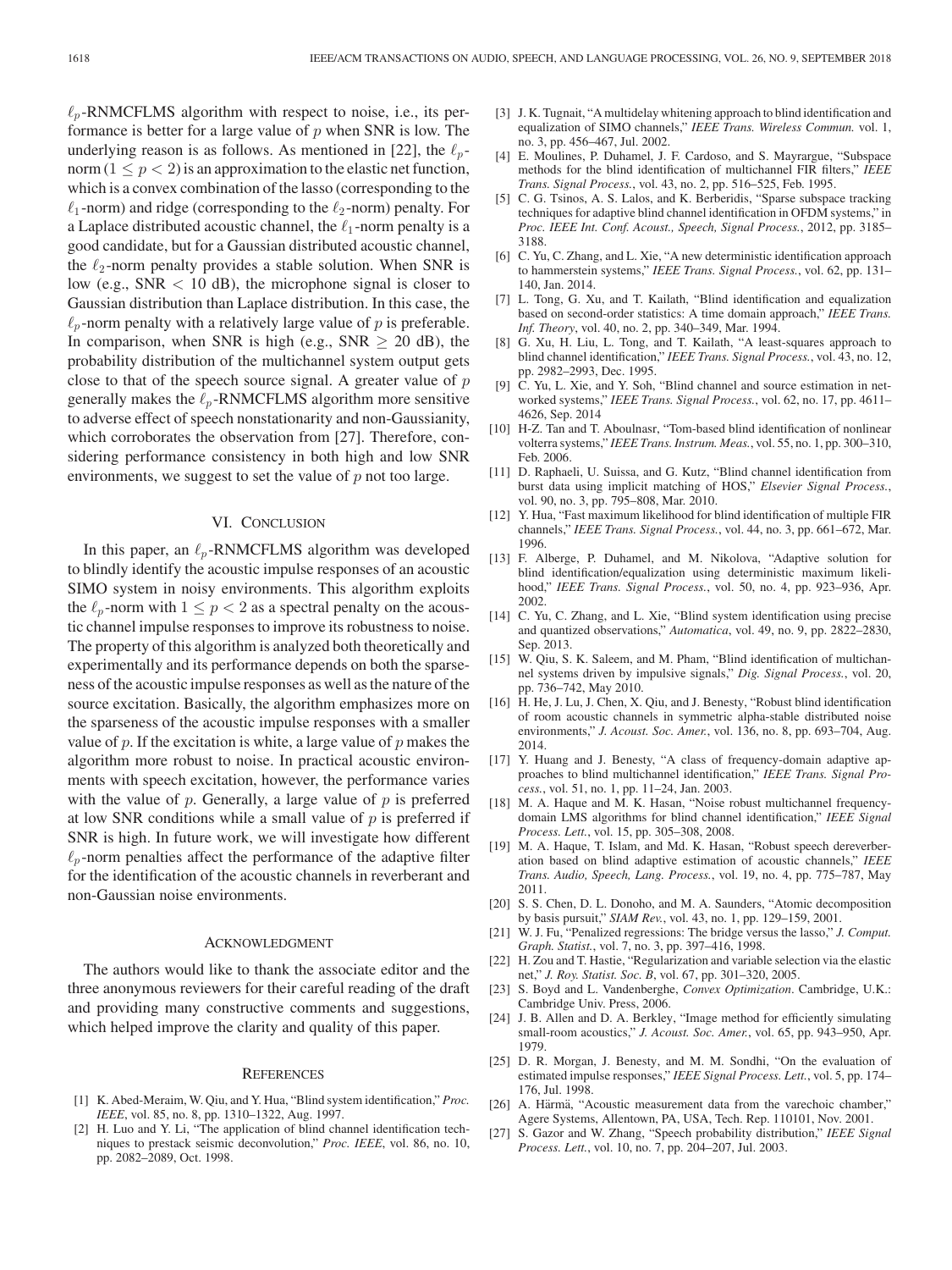$\ell_p$-RNMCFLMS algorithm with respect to noise, i.e., its performance is better for a large value of $p$ when SNR is low. The underlying reason is as follows. As mentioned in [22], the $\ell_p$-norm ($1 \leq p < 2$) is an approximation to the elastic net function, which is a convex combination of the lasso (corresponding to the $\ell_1$-norm) and ridge (corresponding to the $\ell_2$-norm) penalty. For a Laplace distributed acoustic channel, the $\ell_1$-norm penalty is a good candidate, but for a Gaussian distributed acoustic channel, the $\ell_2$-norm penalty provides a stable solution. When SNR is low (e.g., SNR $< 10$ dB), the microphone signal is closer to Gaussian distribution than Laplace distribution. In this case, the $\ell_p$-norm penalty with a relatively large value of $p$ is preferable. In comparison, when SNR is high (e.g., SNR $\geq 20$ dB), the probability distribution of the multichannel system output gets close to that of the speech source signal. A greater value of $p$ generally makes the $\ell_p$-RNMCFLMS algorithm more sensitive to adverse effect of speech nonstationarity and non-Gaussianity, which corroborates the observation from [27]. Therefore, considering performance consistency in both high and low SNR environments, we suggest to set the value of $p$ not too large.

## VI. Conclusion

In this paper, an $\ell_p$-RNMCFLMS algorithm was developed to blindly identify the acoustic impulse responses of an acoustic SIMO system in noisy environments. This algorithm exploits the $\ell_p$-norm with $1 \leq p < 2$ as a spectral penalty on the acoustic channel impulse responses to improve its robustness to noise. The property of this algorithm is analyzed both theoretically and experimentally and its performance depends on both the sparseness of the acoustic impulse responses as well as the nature of the source excitation. Basically, the algorithm emphasizes more on the sparseness of the acoustic impulse responses with a smaller value of $p$. If the excitation is white, a large value of $p$ makes the algorithm more robust to noise. In practical acoustic environments with speech excitation, however, the performance varies with the value of $p$. Generally, a large value of $p$ is preferred at low SNR conditions while a small value of $p$ is preferred if SNR is high. In future work, we will investigate how different $\ell_p$-norm penalties affect the performance of the adaptive filter for the identification of the acoustic channels in reverberant and non-Gaussian noise environments.

## Acknowledgment

The authors would like to thank the associate editor and the three anonymous reviewers for their careful reading of the draft and providing many constructive comments and suggestions, which helped improve the clarity and quality of this paper.

## References

[1] K. Abed-Meraim, W. Qiu, and Y. Hua, "Blind system identification," *Proc. IEEE*, vol. 85, no. 8, pp. 1310–1322, Aug. 1997.

[2] H. Luo and Y. Li, "The application of blind channel identification techniques to prestack seismic deconvolution," *Proc. IEEE*, vol. 86, no. 10, pp. 2082–2089, Oct. 1998.

[3] J. K. Tugnait, "A multidelay whitening approach to blind identification and equalization of SIMO channels," *IEEE Trans. Wireless Commun.* vol. 1, no. 3, pp. 456–467, Jul. 2002.

[4] E. Moulines, P. Duhamel, J. F. Cardoso, and S. Mayrargue, "Subspace methods for the blind identification of multichannel FIR filters," *IEEE Trans. Signal Process.*, vol. 43, no. 2, pp. 516–525, Feb. 1995.

[5] C. G. Tsinos, A. S. Lalos, and K. Berberidis, "Sparse subspace tracking techniques for adaptive blind channel identification in OFDM systems," in *Proc. IEEE Int. Conf. Acoust., Speech, Signal Process.*, 2012, pp. 3185–3188.

[6] C. Yu, C. Zhang, and L. Xie, "A new deterministic identification approach to hammerstein systems," *IEEE Trans. Signal Process.*, vol. 62, pp. 131–140, Jan. 2014.

[7] L. Tong, G. Xu, and T. Kailath, "Blind identification and equalization based on second-order statistics: A time domain approach," *IEEE Trans. Inf. Theory*, vol. 40, no. 2, pp. 340–349, Mar. 1994.

[8] G. Xu, H. Liu, L. Tong, and T. Kailath, "A least-squares approach to blind channel identification," *IEEE Trans. Signal Process.*, vol. 43, no. 12, pp. 2982–2993, Dec. 1995.

[9] C. Yu, L. Xie, and Y. Soh, "Blind channel and source estimation in networked systems," *IEEE Trans. Signal Process.*, vol. 62, no. 17, pp. 4611–4626, Sep. 2014

[10] H-Z. Tan and T. Aboulnasr, "Tom-based blind identification of nonlinear volterra systems," *IEEE Trans. Instrum. Meas.*, vol. 55, no. 1, pp. 300–310, Feb. 2006.

[11] D. Raphaeli, U. Suissa, and G. Kutz, "Blind channel identification from burst data using implicit matching of HOS," *Elsevier Signal Process.*, vol. 90, no. 3, pp. 795–808, Mar. 2010.

[12] Y. Hua, "Fast maximum likelihood for blind identification of multiple FIR channels," *IEEE Trans. Signal Process.*, vol. 44, no. 3, pp. 661–672, Mar. 1996.

[13] F. Alberge, P. Duhamel, and M. Nikolova, "Adaptive solution for blind identification/equalization using deterministic maximum likelihood," *IEEE Trans. Signal Process.*, vol. 50, no. 4, pp. 923–936, Apr. 2002.

[14] C. Yu, C. Zhang, and L. Xie, "Blind system identification using precise and quantized observations," *Automatica*, vol. 49, no. 9, pp. 2822–2830, Sep. 2013.

[15] W. Qiu, S. K. Saleem, and M. Pham, "Blind identification of multichannel systems driven by impulsive signals," *Dig. Signal Process.*, vol. 20, pp. 736–742, May 2010.

[16] H. He, J. Lu, J. Chen, X. Qiu, and J. Benesty, "Robust blind identification of room acoustic channels in symmetric alpha-stable distributed noise environments," *J. Acoust. Soc. Amer.*, vol. 136, no. 8, pp. 693–704, Aug. 2014.

[17] Y. Huang and J. Benesty, "A class of frequency-domain adaptive approaches to blind multichannel identification," *IEEE Trans. Signal Process.*, vol. 51, no. 1, pp. 11–24, Jan. 2003.

[18] M. A. Haque and M. K. Hasan, "Noise robust multichannel frequency-domain LMS algorithms for blind channel identification," *IEEE Signal Process. Lett.*, vol. 15, pp. 305–308, 2008.

[19] M. A. Haque, T. Islam, and Md. K. Hasan, "Robust speech dereverberation based on blind adaptive estimation of acoustic channels," *IEEE Trans. Audio, Speech, Lang. Process.*, vol. 19, no. 4, pp. 775–787, May 2011.

[20] S. S. Chen, D. L. Donoho, and M. A. Saunders, "Atomic decomposition by basis pursuit," *SIAM Rev.*, vol. 43, no. 1, pp. 129–159, 2001.

[21] W. J. Fu, "Penalized regressions: The bridge versus the lasso," *J. Comput. Graph. Statist.*, vol. 7, no. 3, pp. 397–416, 1998.

[22] H. Zou and T. Hastie, "Regularization and variable selection via the elastic net," *J. Roy. Statist. Soc. B*, vol. 67, pp. 301–320, 2005.

[23] S. Boyd and L. Vandenberghe, *Convex Optimization*. Cambridge, U.K.: Cambridge Univ. Press, 2006.

[24] J. B. Allen and D. A. Berkley, "Image method for efficiently simulating small-room acoustics," *J. Acoust. Soc. Amer.*, vol. 65, pp. 943–950, Apr. 1979.

[25] D. R. Morgan, J. Benesty, and M. M. Sondhi, "On the evaluation of estimated impulse responses," *IEEE Signal Process. Lett.*, vol. 5, pp. 174–176, Jul. 1998.

[26] A. Härmä, "Acoustic measurement data from the varechoic chamber," Agere Systems, Allentown, PA, USA, Tech. Rep. 110101, Nov. 2001.

[27] S. Gazor and W. Zhang, "Speech probability distribution," *IEEE Signal Process. Lett.*, vol. 10, no. 7, pp. 204–207, Jul. 2003.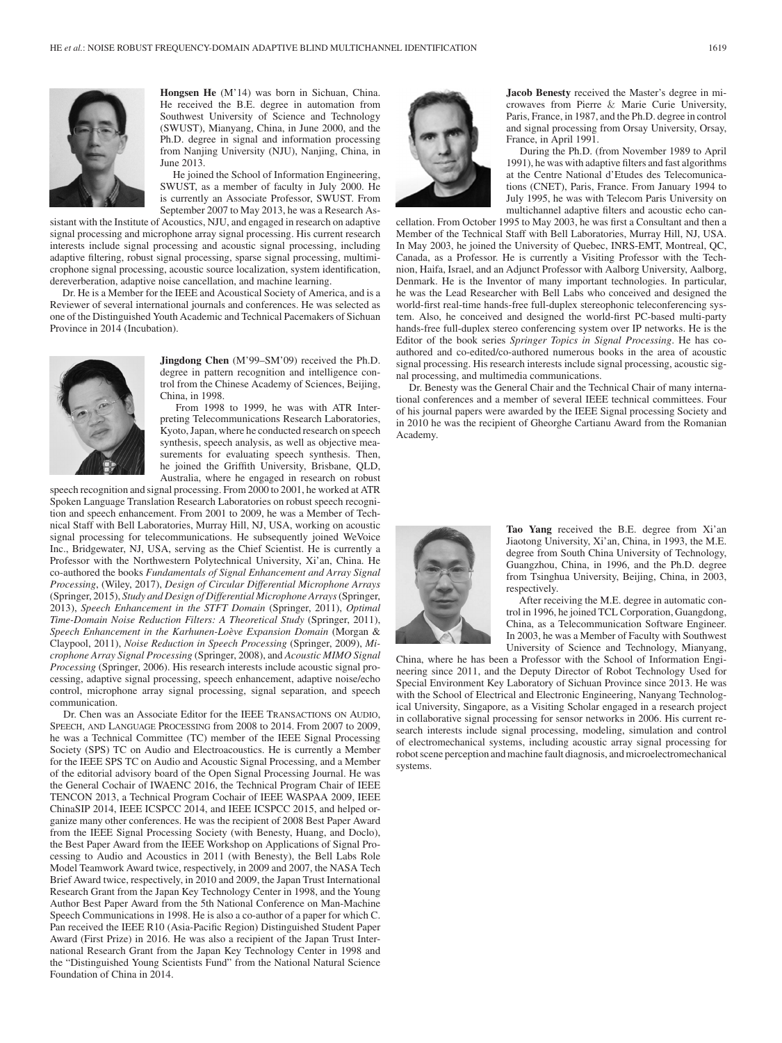**Hongsen He** (M'14) was born in Sichuan, China. He received the B.E. degree in automation from Southwest University of Science and Technology (SWUST), Mianyang, China, in June 2000, and the Ph.D. degree in signal and information processing from Nanjing University (NJU), Nanjing, China, in June 2013.

He joined the School of Information Engineering, SWUST, as a member of faculty in July 2000. He is currently an Associate Professor, SWUST. From September 2007 to May 2013, he was a Research Assistant with the Institute of Acoustics, NJU, and engaged in research on adaptive signal processing and microphone array signal processing. His current research interests include signal processing and acoustic signal processing, including adaptive filtering, robust signal processing, sparse signal processing, multimicrophone signal processing, acoustic source localization, system identification, dereverberation, adaptive noise cancellation, and machine learning.

Dr. He is a Member for the IEEE and Acoustical Society of America, and is a Reviewer of several international journals and conferences. He was selected as one of the Distinguished Youth Academic and Technical Pacemakers of Sichuan Province in 2014 (Incubation).

**Jingdong Chen** (M'99–SM'09) received the Ph.D. degree in pattern recognition and intelligence control from the Chinese Academy of Sciences, Beijing, China, in 1998.

From 1998 to 1999, he was with ATR Interpreting Telecommunications Research Laboratories, Kyoto, Japan, where he conducted research on speech synthesis, speech analysis, as well as objective measurements for evaluating speech synthesis. Then, he joined the Griffith University, Brisbane, QLD, Australia, where he engaged in research on robust speech recognition and signal processing. From 2000 to 2001, he worked at ATR Spoken Language Translation Research Laboratories on robust speech recognition and speech enhancement. From 2001 to 2009, he was a Member of Technical Staff with Bell Laboratories, Murray Hill, NJ, USA, working on acoustic signal processing for telecommunications. He subsequently joined WeVoice Inc., Bridgewater, NJ, USA, serving as the Chief Scientist. He is currently a Professor with the Northwestern Polytechnical University, Xi'an, China. He co-authored the books *Fundamentals of Signal Enhancement and Array Signal Processing*, (Wiley, 2017), *Design of Circular Differential Microphone Arrays* (Springer, 2015), *Study and Design of Differential Microphone Arrays* (Springer, 2013), *Speech Enhancement in the STFT Domain* (Springer, 2011), *Optimal Time-Domain Noise Reduction Filters: A Theoretical Study* (Springer, 2011), *Speech Enhancement in the Karhunen-Loève Expansion Domain* (Morgan & Claypool, 2011), *Noise Reduction in Speech Processing* (Springer, 2009), *Microphone Array Signal Processing* (Springer, 2008), and *Acoustic MIMO Signal Processing* (Springer, 2006). His research interests include acoustic signal processing, adaptive signal processing, speech enhancement, adaptive noise/echo control, microphone array signal processing, signal separation, and speech communication.

Dr. Chen was an Associate Editor for the IEEE TRANSACTIONS ON AUDIO, SPEECH, AND LANGUAGE PROCESSING from 2008 to 2014. From 2007 to 2009, he was a Technical Committee (TC) member of the IEEE Signal Processing Society (SPS) TC on Audio and Electroacoustics. He is currently a Member for the IEEE SPS TC on Audio and Acoustic Signal Processing, and a Member of the editorial advisory board of the Open Signal Processing Journal. He was the General Cochair of IWAENC 2016, the Technical Program Chair of IEEE TENCON 2013, a Technical Program Cochair of IEEE WASPAA 2009, IEEE ChinaSIP 2014, IEEE ICSPCC 2014, and IEEE ICSPCC 2015, and helped organize many other conferences. He was the recipient of 2008 Best Paper Award from the IEEE Signal Processing Society (with Benesty, Huang, and Doclo), the Best Paper Award from the IEEE Workshop on Applications of Signal Processing to Audio and Acoustics in 2011 (with Benesty), the Bell Labs Role Model Teamwork Award twice, respectively, in 2009 and 2007, the NASA Tech Brief Award twice, respectively, in 2010 and 2009, the Japan Trust International Research Grant from the Japan Key Technology Center in 1998, and the Young Author Best Paper Award from the 5th National Conference on Man-Machine Speech Communications in 1998. He is also a co-author of a paper for which C. Pan received the IEEE R10 (Asia-Pacific Region) Distinguished Student Paper Award (First Prize) in 2016. He was also a recipient of the Japan Trust International Research Grant from the Japan Key Technology Center in 1998 and the "Distinguished Young Scientists Fund" from the National Natural Science Foundation of China in 2014.

**Jacob Benesty** received the Master's degree in microwaves from Pierre & Marie Curie University, Paris, France, in 1987, and the Ph.D. degree in control and signal processing from Orsay University, Orsay, France, in April 1991.

During the Ph.D. (from November 1989 to April 1991), he was with adaptive filters and fast algorithms at the Centre National d'Etudes des Telecomunications (CNET), Paris, France. From January 1994 to July 1995, he was with Telecom Paris University on multichannel adaptive filters and acoustic echo cancellation. From October 1995 to May 2003, he was first a Consultant and then a Member of the Technical Staff with Bell Laboratories, Murray Hill, NJ, USA. In May 2003, he joined the University of Quebec, INRS-EMT, Montreal, QC, Canada, as a Professor. He is currently a Visiting Professor with the Technion, Haifa, Israel, and an Adjunct Professor with Aalborg University, Aalborg, Denmark. He is the Inventor of many important technologies. In particular, he was the Lead Researcher with Bell Labs who conceived and designed the world-first real-time hands-free full-duplex stereophonic teleconferencing system. Also, he conceived and designed the world-first PC-based multi-party hands-free full-duplex stereo conferencing system over IP networks. He is the Editor of the book series *Springer Topics in Signal Processing*. He has coauthored and co-edited/co-authored numerous books in the area of acoustic signal processing. His research interests include signal processing, acoustic signal processing, and multimedia communications.

Dr. Benesty was the General Chair and the Technical Chair of many international conferences and a member of several IEEE technical committees. Four of his journal papers were awarded by the IEEE Signal processing Society and in 2010 he was the recipient of Gheorghe Cartianu Award from the Romanian Academy.

**Tao Yang** received the B.E. degree from Xi'an Jiaotong University, Xi'an, China, in 1993, the M.E. degree from South China University of Technology, Guangzhou, China, in 1996, and the Ph.D. degree from Tsinghua University, Beijing, China, in 2003, respectively.

After receiving the M.E. degree in automatic control in 1996, he joined TCL Corporation, Guangdong, China, as a Telecommunication Software Engineer. In 2003, he was a Member of Faculty with Southwest University of Science and Technology, Mianyang, China, where he has been a Professor with the School of Information Engineering since 2011, and the Deputy Director of Robot Technology Used for Special Environment Key Laboratory of Sichuan Province since 2013. He was with the School of Electrical and Electronic Engineering, Nanyang Technological University, Singapore, as a Visiting Scholar engaged in a research project in collaborative signal processing for sensor networks in 2006. His current research interests include signal processing, modeling, simulation and control of electromechanical systems, including acoustic array signal processing for robot scene perception and machine fault diagnosis, and microelectromechanical systems.